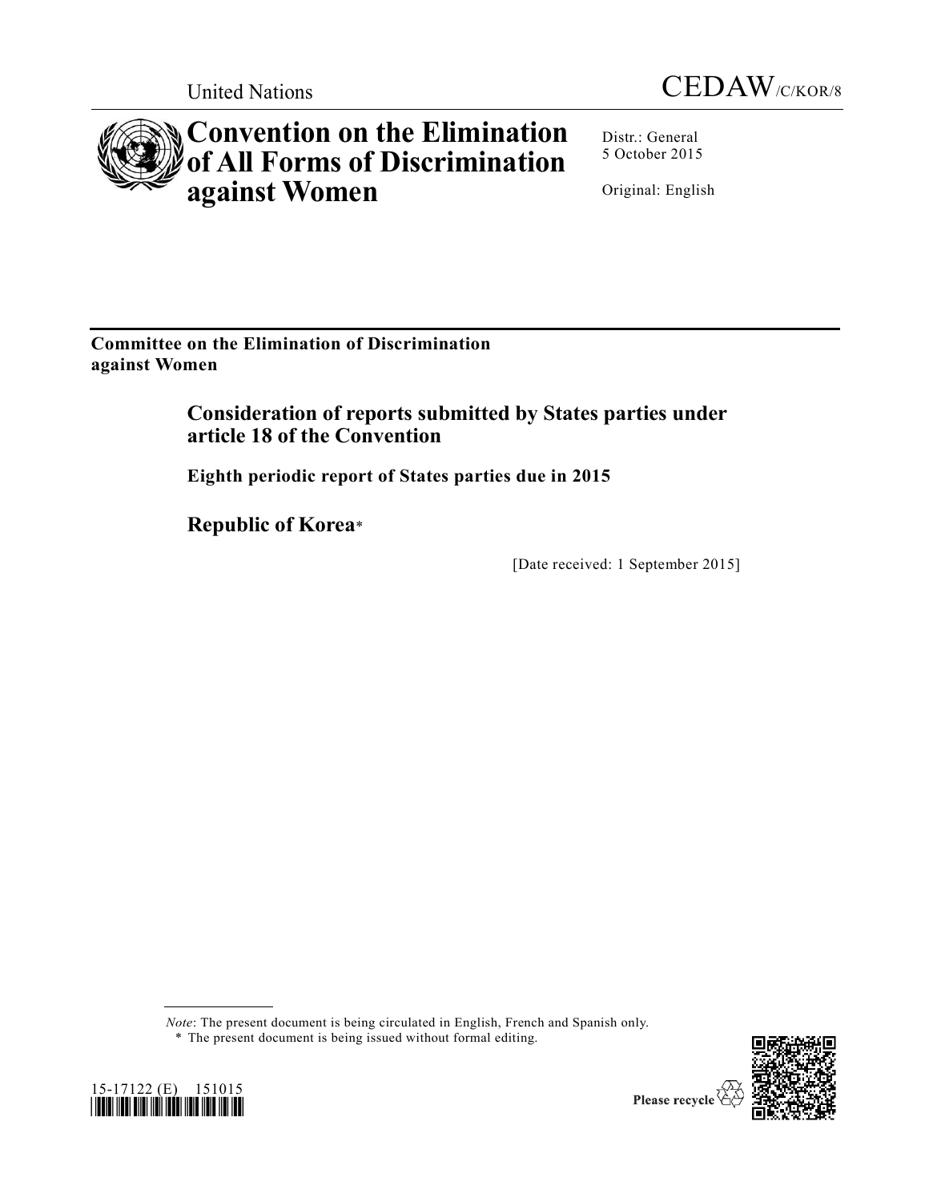United Nations

CEDAW/C/KOR/8

# Convention on the Elimination of All Forms of Discrimination against Women

Distr.: General
5 October 2015

Original: English

**Committee on the Elimination of Discrimination against Women**

## Consideration of reports submitted by States parties under article 18 of the Convention

### Eighth periodic report of States parties due in 2015

## Republic of Korea*

[Date received: 1 September 2015]

*Note*: The present document is being circulated in English, French and Spanish only.

\* The present document is being issued without formal editing.

15-17122 (E) 151015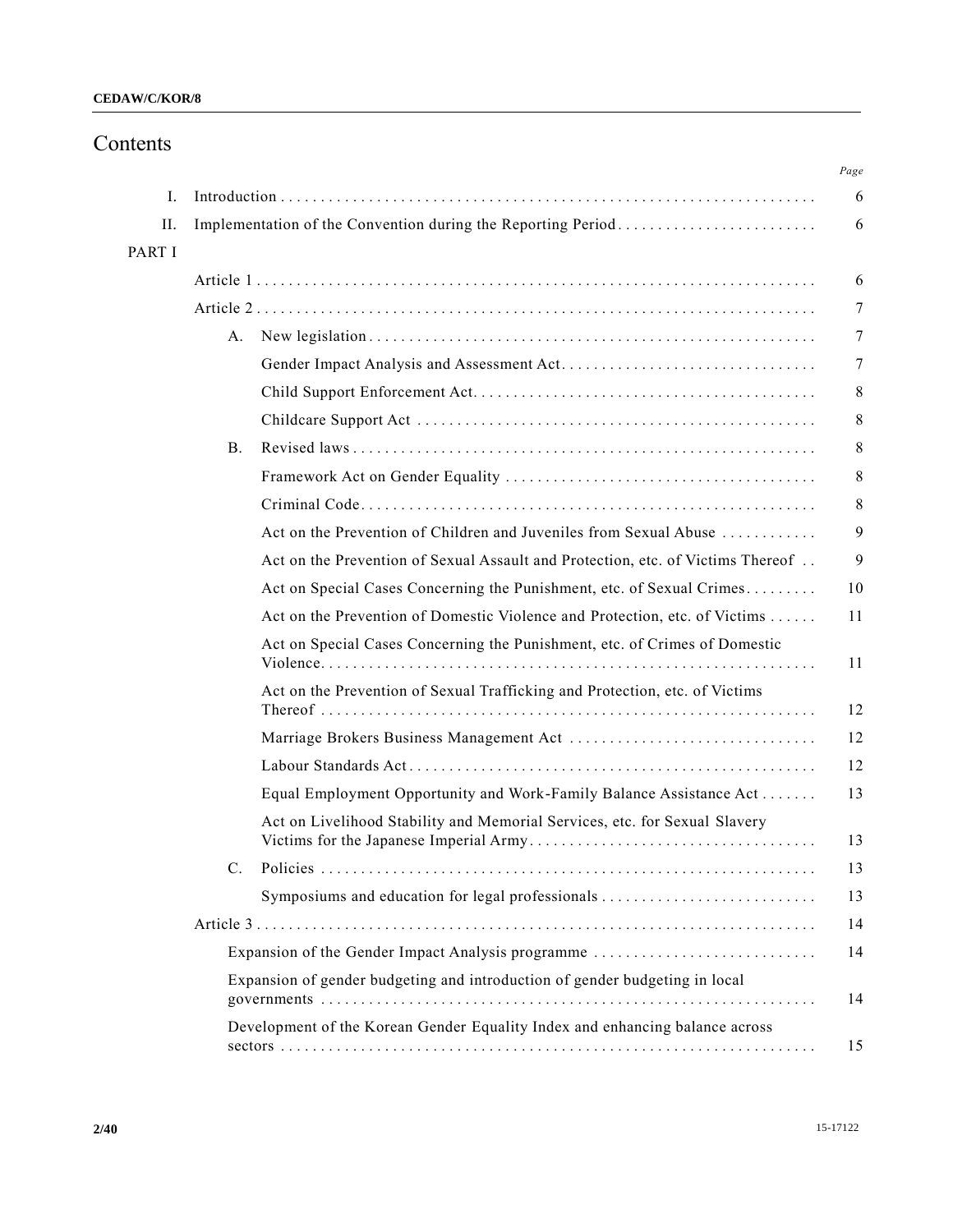# Contents

| | | | Page |
|---|---|---|---|
| I. | Introduction | | 6 |
| II. | Implementation of the Convention during the Reporting Period | | 6 |
| PART I | | | |
| | Article 1 | | 6 |
| | Article 2 | | 7 |
| | A. | New legislation | 7 |
| | | Gender Impact Analysis and Assessment Act | 7 |
| | | Child Support Enforcement Act | 8 |
| | | Childcare Support Act | 8 |
| | B. | Revised laws | 8 |
| | | Framework Act on Gender Equality | 8 |
| | | Criminal Code | 8 |
| | | Act on the Prevention of Children and Juveniles from Sexual Abuse | 9 |
| | | Act on the Prevention of Sexual Assault and Protection, etc. of Victims Thereof | 9 |
| | | Act on Special Cases Concerning the Punishment, etc. of Sexual Crimes | 10 |
| | | Act on the Prevention of Domestic Violence and Protection, etc. of Victims | 11 |
| | | Act on Special Cases Concerning the Punishment, etc. of Crimes of Domestic Violence | 11 |
| | | Act on the Prevention of Sexual Trafficking and Protection, etc. of Victims Thereof | 12 |
| | | Marriage Brokers Business Management Act | 12 |
| | | Labour Standards Act | 12 |
| | | Equal Employment Opportunity and Work-Family Balance Assistance Act | 13 |
| | | Act on Livelihood Stability and Memorial Services, etc. for Sexual Slavery Victims for the Japanese Imperial Army | 13 |
| | C. | Policies | 13 |
| | | Symposiums and education for legal professionals | 13 |
| | Article 3 | | 14 |
| | | Expansion of the Gender Impact Analysis programme | 14 |
| | | Expansion of gender budgeting and introduction of gender budgeting in local governments | 14 |
| | | Development of the Korean Gender Equality Index and enhancing balance across sectors | 15 |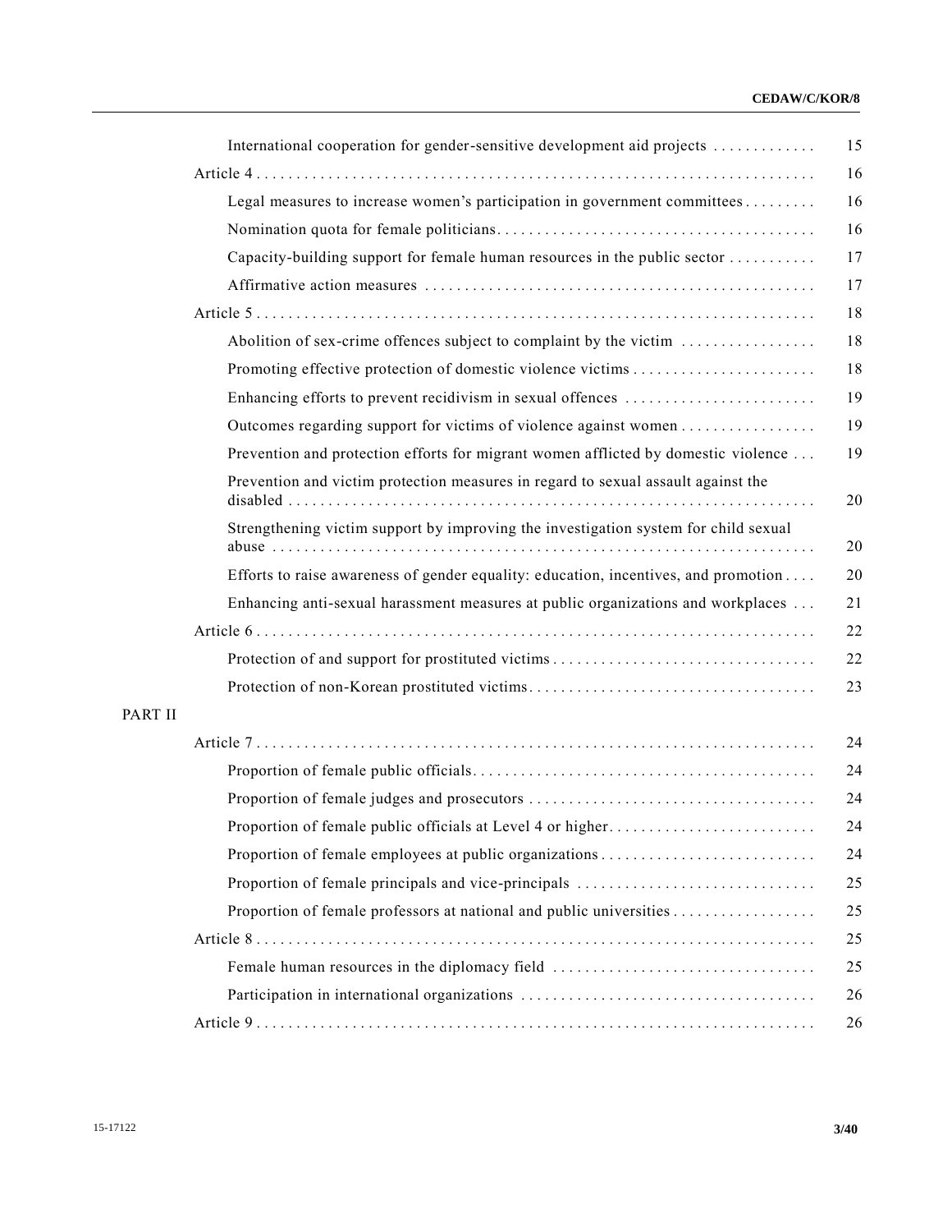International cooperation for gender-sensitive development aid projects . . . . . . . . . . . . . 15

Article 4 . . . . . . . . . . . . . . . . . . . . . . . . . . . . . . . . . . . . . . . . . . . . . . . . . . . . . . . . . . . . . . . . . . . . 16

Legal measures to increase women's participation in government committees . . . . . . . . . 16

Nomination quota for female politicians . . . . . . . . . . . . . . . . . . . . . . . . . . . . . . . . . . . . . . . 16

Capacity-building support for female human resources in the public sector . . . . . . . . . . . 17

Affirmative action measures . . . . . . . . . . . . . . . . . . . . . . . . . . . . . . . . . . . . . . . . . . . . . . . . 17

Article 5 . . . . . . . . . . . . . . . . . . . . . . . . . . . . . . . . . . . . . . . . . . . . . . . . . . . . . . . . . . . . . . . . . . . . 18

Abolition of sex-crime offences subject to complaint by the victim . . . . . . . . . . . . . . . . . 18

Promoting effective protection of domestic violence victims . . . . . . . . . . . . . . . . . . . . . . . 18

Enhancing efforts to prevent recidivism in sexual offences . . . . . . . . . . . . . . . . . . . . . . . . 19

Outcomes regarding support for victims of violence against women . . . . . . . . . . . . . . . . . 19

Prevention and protection efforts for migrant women afflicted by domestic violence . . . 19

Prevention and victim protection measures in regard to sexual assault against the disabled . . . . . . . . . . . . . . . . . . . . . . . . . . . . . . . . . . . . . . . . . . . . . . . . . . . . . . . . . . . . . . . . . 20

Strengthening victim support by improving the investigation system for child sexual abuse . . . . . . . . . . . . . . . . . . . . . . . . . . . . . . . . . . . . . . . . . . . . . . . . . . . . . . . . . . . . . . . . . . . 20

Efforts to raise awareness of gender equality: education, incentives, and promotion . . . . 20

Enhancing anti-sexual harassment measures at public organizations and workplaces . . . 21

Article 6 . . . . . . . . . . . . . . . . . . . . . . . . . . . . . . . . . . . . . . . . . . . . . . . . . . . . . . . . . . . . . . . . . . . . 22

Protection of and support for prostituted victims . . . . . . . . . . . . . . . . . . . . . . . . . . . . . . . . 22

Protection of non-Korean prostituted victims . . . . . . . . . . . . . . . . . . . . . . . . . . . . . . . . . . . 23

PART II

Article 7 . . . . . . . . . . . . . . . . . . . . . . . . . . . . . . . . . . . . . . . . . . . . . . . . . . . . . . . . . . . . . . . . . . . . 24

Proportion of female public officials . . . . . . . . . . . . . . . . . . . . . . . . . . . . . . . . . . . . . . . . . . 24

Proportion of female judges and prosecutors . . . . . . . . . . . . . . . . . . . . . . . . . . . . . . . . . . . 24

Proportion of female public officials at Level 4 or higher . . . . . . . . . . . . . . . . . . . . . . . . . 24

Proportion of female employees at public organizations . . . . . . . . . . . . . . . . . . . . . . . . . . 24

Proportion of female principals and vice-principals . . . . . . . . . . . . . . . . . . . . . . . . . . . . . 25

Proportion of female professors at national and public universities . . . . . . . . . . . . . . . . . 25

Article 8 . . . . . . . . . . . . . . . . . . . . . . . . . . . . . . . . . . . . . . . . . . . . . . . . . . . . . . . . . . . . . . . . . . . . 25

Female human resources in the diplomacy field . . . . . . . . . . . . . . . . . . . . . . . . . . . . . . . . 25

Participation in international organizations . . . . . . . . . . . . . . . . . . . . . . . . . . . . . . . . . . . . 26

Article 9 . . . . . . . . . . . . . . . . . . . . . . . . . . . . . . . . . . . . . . . . . . . . . . . . . . . . . . . . . . . . . . . . . . . . 26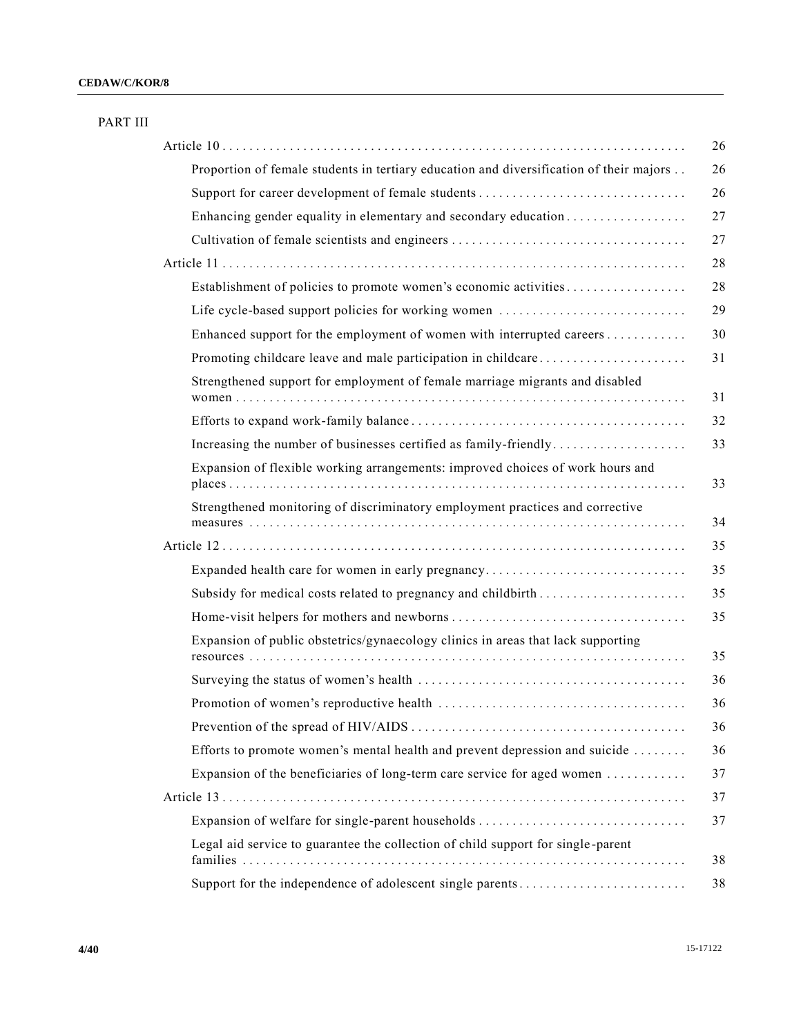PART III

| | |
|---|---|
| Article 10 | 26 |
| Proportion of female students in tertiary education and diversification of their majors | 26 |
| Support for career development of female students | 26 |
| Enhancing gender equality in elementary and secondary education | 27 |
| Cultivation of female scientists and engineers | 27 |
| Article 11 | 28 |
| Establishment of policies to promote women's economic activities | 28 |
| Life cycle-based support policies for working women | 29 |
| Enhanced support for the employment of women with interrupted careers | 30 |
| Promoting childcare leave and male participation in childcare | 31 |
| Strengthened support for employment of female marriage migrants and disabled women | 31 |
| Efforts to expand work-family balance | 32 |
| Increasing the number of businesses certified as family-friendly | 33 |
| Expansion of flexible working arrangements: improved choices of work hours and places | 33 |
| Strengthened monitoring of discriminatory employment practices and corrective measures | 34 |
| Article 12 | 35 |
| Expanded health care for women in early pregnancy | 35 |
| Subsidy for medical costs related to pregnancy and childbirth | 35 |
| Home-visit helpers for mothers and newborns | 35 |
| Expansion of public obstetrics/gynaecology clinics in areas that lack supporting resources | 35 |
| Surveying the status of women's health | 36 |
| Promotion of women's reproductive health | 36 |
| Prevention of the spread of HIV/AIDS | 36 |
| Efforts to promote women's mental health and prevent depression and suicide | 36 |
| Expansion of the beneficiaries of long-term care service for aged women | 37 |
| Article 13 | 37 |
| Expansion of welfare for single-parent households | 37 |
| Legal aid service to guarantee the collection of child support for single-parent families | 38 |
| Support for the independence of adolescent single parents | 38 |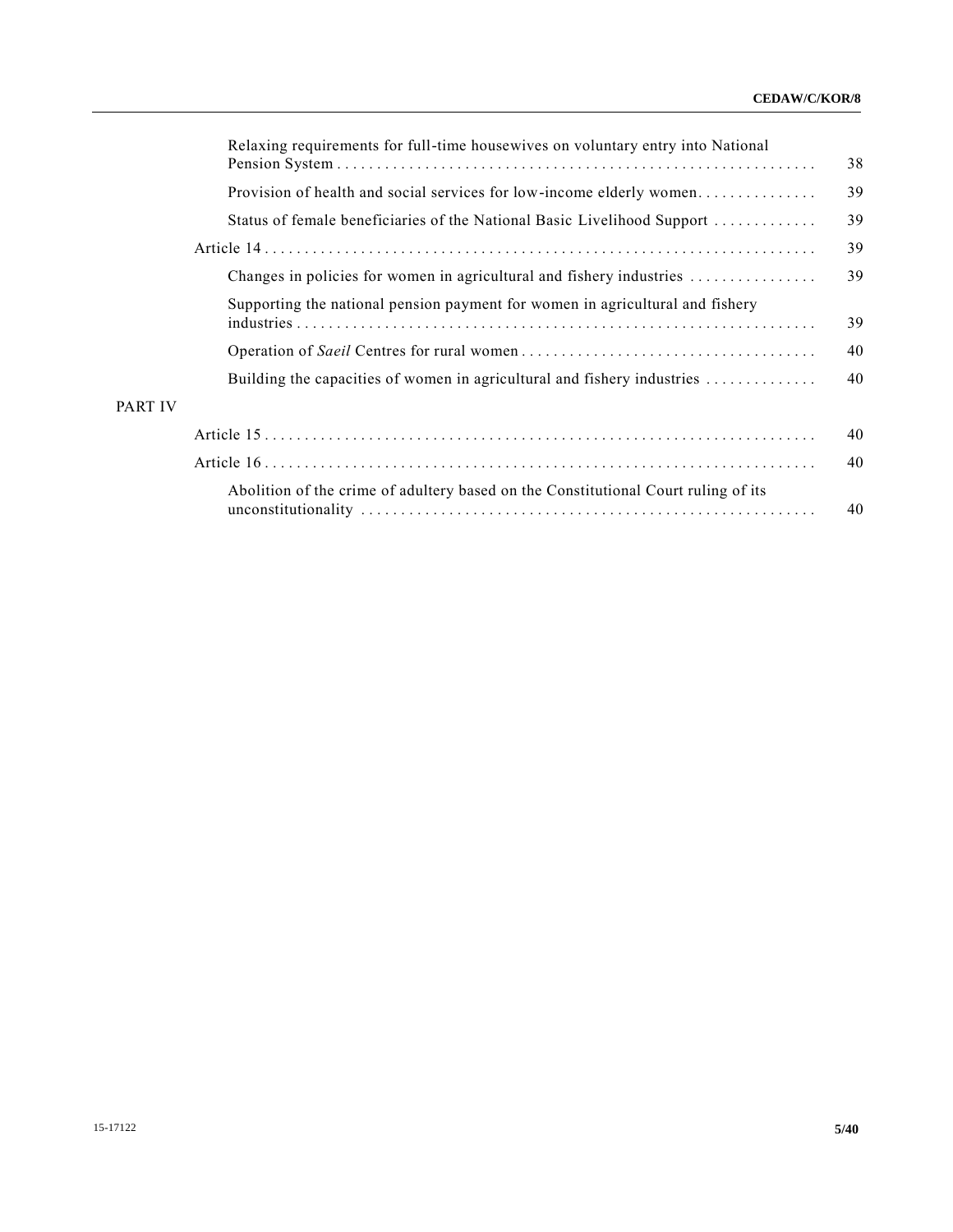| | | |
|---|---|---|
| | Relaxing requirements for full-time housewives on voluntary entry into National Pension System | 38 |
| | Provision of health and social services for low-income elderly women | 39 |
| | Status of female beneficiaries of the National Basic Livelihood Support | 39 |
| | Article 14 | 39 |
| | Changes in policies for women in agricultural and fishery industries | 39 |
| | Supporting the national pension payment for women in agricultural and fishery industries | 39 |
| | Operation of *Saeil* Centres for rural women | 40 |
| | Building the capacities of women in agricultural and fishery industries | 40 |
| PART IV | | |
| | Article 15 | 40 |
| | Article 16 | 40 |
| | Abolition of the crime of adultery based on the Constitutional Court ruling of its unconstitutionality | 40 |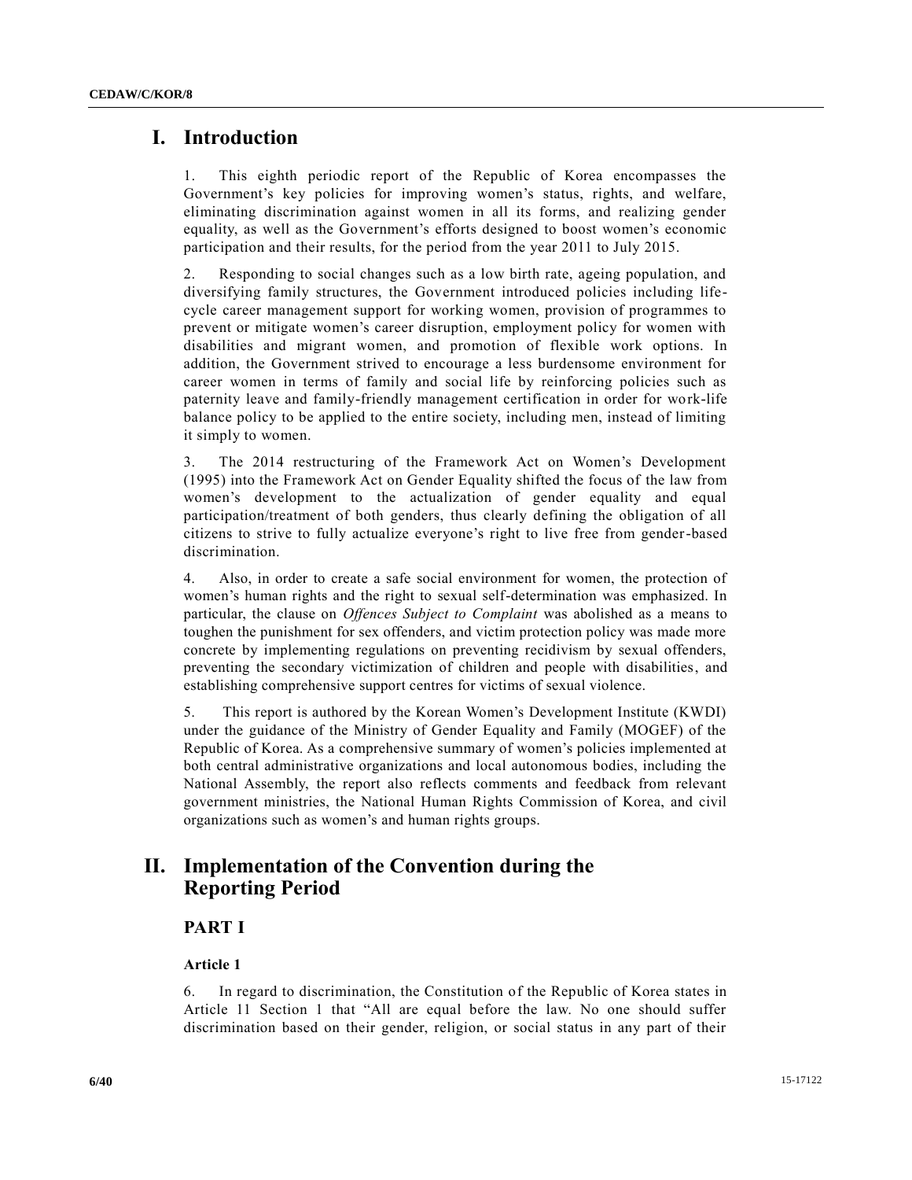# I. Introduction

1. This eighth periodic report of the Republic of Korea encompasses the Government's key policies for improving women's status, rights, and welfare, eliminating discrimination against women in all its forms, and realizing gender equality, as well as the Government's efforts designed to boost women's economic participation and their results, for the period from the year 2011 to July 2015.

2. Responding to social changes such as a low birth rate, ageing population, and diversifying family structures, the Government introduced policies including life-cycle career management support for working women, provision of programmes to prevent or mitigate women's career disruption, employment policy for women with disabilities and migrant women, and promotion of flexible work options. In addition, the Government strived to encourage a less burdensome environment for career women in terms of family and social life by reinforcing policies such as paternity leave and family-friendly management certification in order for work-life balance policy to be applied to the entire society, including men, instead of limiting it simply to women.

3. The 2014 restructuring of the Framework Act on Women's Development (1995) into the Framework Act on Gender Equality shifted the focus of the law from women's development to the actualization of gender equality and equal participation/treatment of both genders, thus clearly defining the obligation of all citizens to strive to fully actualize everyone's right to live free from gender-based discrimination.

4. Also, in order to create a safe social environment for women, the protection of women's human rights and the right to sexual self-determination was emphasized. In particular, the clause on *Offences Subject to Complaint* was abolished as a means to toughen the punishment for sex offenders, and victim protection policy was made more concrete by implementing regulations on preventing recidivism by sexual offenders, preventing the secondary victimization of children and people with disabilities, and establishing comprehensive support centres for victims of sexual violence.

5. This report is authored by the Korean Women's Development Institute (KWDI) under the guidance of the Ministry of Gender Equality and Family (MOGEF) of the Republic of Korea. As a comprehensive summary of women's policies implemented at both central administrative organizations and local autonomous bodies, including the National Assembly, the report also reflects comments and feedback from relevant government ministries, the National Human Rights Commission of Korea, and civil organizations such as women's and human rights groups.

# II. Implementation of the Convention during the Reporting Period

## PART I

### Article 1

6. In regard to discrimination, the Constitution of the Republic of Korea states in Article 11 Section 1 that "All are equal before the law. No one should suffer discrimination based on their gender, religion, or social status in any part of their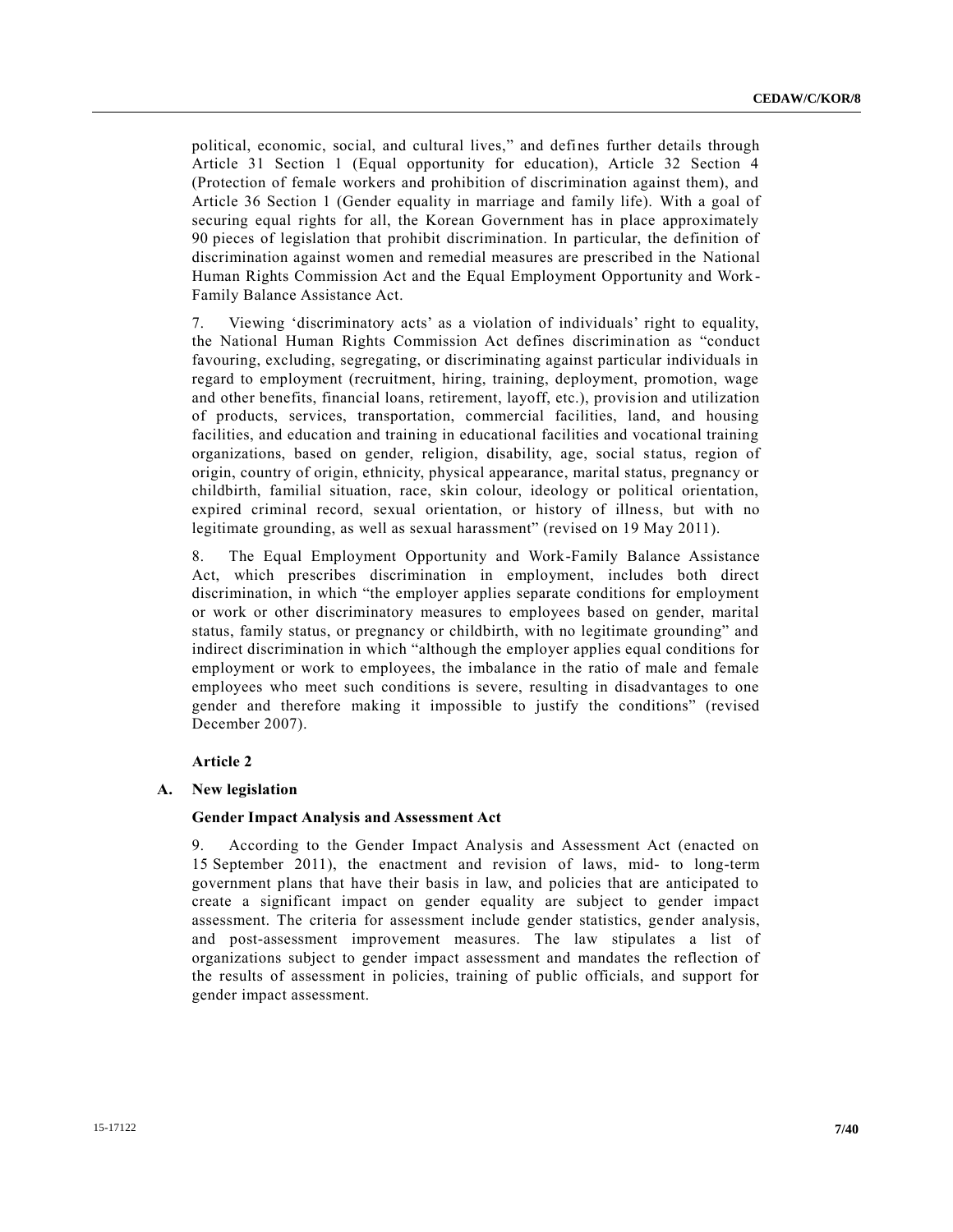political, economic, social, and cultural lives," and defines further details through Article 31 Section 1 (Equal opportunity for education), Article 32 Section 4 (Protection of female workers and prohibition of discrimination against them), and Article 36 Section 1 (Gender equality in marriage and family life). With a goal of securing equal rights for all, the Korean Government has in place approximately 90 pieces of legislation that prohibit discrimination. In particular, the definition of discrimination against women and remedial measures are prescribed in the National Human Rights Commission Act and the Equal Employment Opportunity and Work-Family Balance Assistance Act.

7. Viewing 'discriminatory acts' as a violation of individuals' right to equality, the National Human Rights Commission Act defines discrimination as "conduct favouring, excluding, segregating, or discriminating against particular individuals in regard to employment (recruitment, hiring, training, deployment, promotion, wage and other benefits, financial loans, retirement, layoff, etc.), provision and utilization of products, services, transportation, commercial facilities, land, and housing facilities, and education and training in educational facilities and vocational training organizations, based on gender, religion, disability, age, social status, region of origin, country of origin, ethnicity, physical appearance, marital status, pregnancy or childbirth, familial situation, race, skin colour, ideology or political orientation, expired criminal record, sexual orientation, or history of illness, but with no legitimate grounding, as well as sexual harassment" (revised on 19 May 2011).

8. The Equal Employment Opportunity and Work-Family Balance Assistance Act, which prescribes discrimination in employment, includes both direct discrimination, in which "the employer applies separate conditions for employment or work or other discriminatory measures to employees based on gender, marital status, family status, or pregnancy or childbirth, with no legitimate grounding" and indirect discrimination in which "although the employer applies equal conditions for employment or work to employees, the imbalance in the ratio of male and female employees who meet such conditions is severe, resulting in disadvantages to one gender and therefore making it impossible to justify the conditions" (revised December 2007).

## Article 2

### A. New legislation

#### Gender Impact Analysis and Assessment Act

9. According to the Gender Impact Analysis and Assessment Act (enacted on 15 September 2011), the enactment and revision of laws, mid- to long-term government plans that have their basis in law, and policies that are anticipated to create a significant impact on gender equality are subject to gender impact assessment. The criteria for assessment include gender statistics, gender analysis, and post-assessment improvement measures. The law stipulates a list of organizations subject to gender impact assessment and mandates the reflection of the results of assessment in policies, training of public officials, and support for gender impact assessment.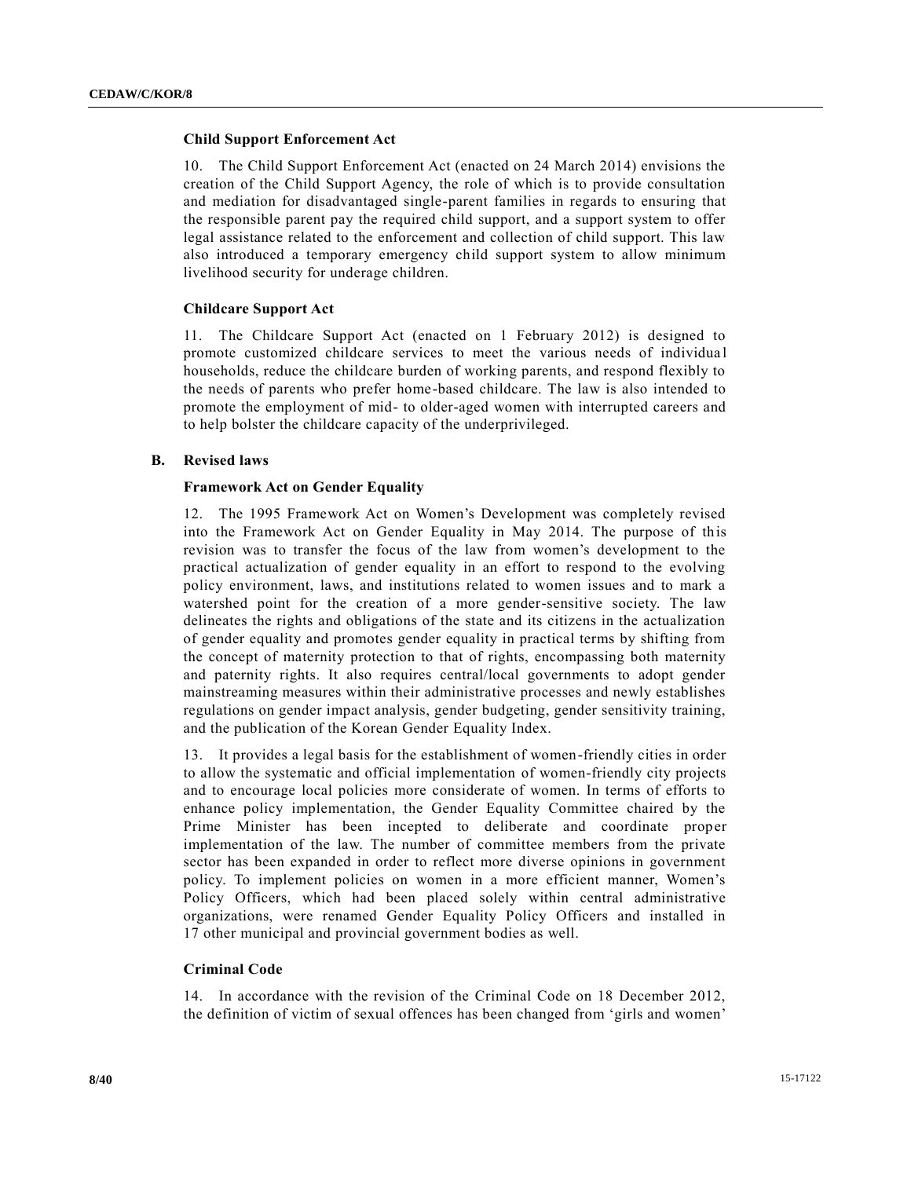### Child Support Enforcement Act

10. The Child Support Enforcement Act (enacted on 24 March 2014) envisions the creation of the Child Support Agency, the role of which is to provide consultation and mediation for disadvantaged single-parent families in regards to ensuring that the responsible parent pay the required child support, and a support system to offer legal assistance related to the enforcement and collection of child support. This law also introduced a temporary emergency child support system to allow minimum livelihood security for underage children.

### Childcare Support Act

11. The Childcare Support Act (enacted on 1 February 2012) is designed to promote customized childcare services to meet the various needs of individual households, reduce the childcare burden of working parents, and respond flexibly to the needs of parents who prefer home-based childcare. The law is also intended to promote the employment of mid- to older-aged women with interrupted careers and to help bolster the childcare capacity of the underprivileged.

## B. Revised laws

### Framework Act on Gender Equality

12. The 1995 Framework Act on Women's Development was completely revised into the Framework Act on Gender Equality in May 2014. The purpose of this revision was to transfer the focus of the law from women's development to the practical actualization of gender equality in an effort to respond to the evolving policy environment, laws, and institutions related to women issues and to mark a watershed point for the creation of a more gender-sensitive society. The law delineates the rights and obligations of the state and its citizens in the actualization of gender equality and promotes gender equality in practical terms by shifting from the concept of maternity protection to that of rights, encompassing both maternity and paternity rights. It also requires central/local governments to adopt gender mainstreaming measures within their administrative processes and newly establishes regulations on gender impact analysis, gender budgeting, gender sensitivity training, and the publication of the Korean Gender Equality Index.

13. It provides a legal basis for the establishment of women-friendly cities in order to allow the systematic and official implementation of women-friendly city projects and to encourage local policies more considerate of women. In terms of efforts to enhance policy implementation, the Gender Equality Committee chaired by the Prime Minister has been incepted to deliberate and coordinate proper implementation of the law. The number of committee members from the private sector has been expanded in order to reflect more diverse opinions in government policy. To implement policies on women in a more efficient manner, Women's Policy Officers, which had been placed solely within central administrative organizations, were renamed Gender Equality Policy Officers and installed in 17 other municipal and provincial government bodies as well.

### Criminal Code

14. In accordance with the revision of the Criminal Code on 18 December 2012, the definition of victim of sexual offences has been changed from 'girls and women'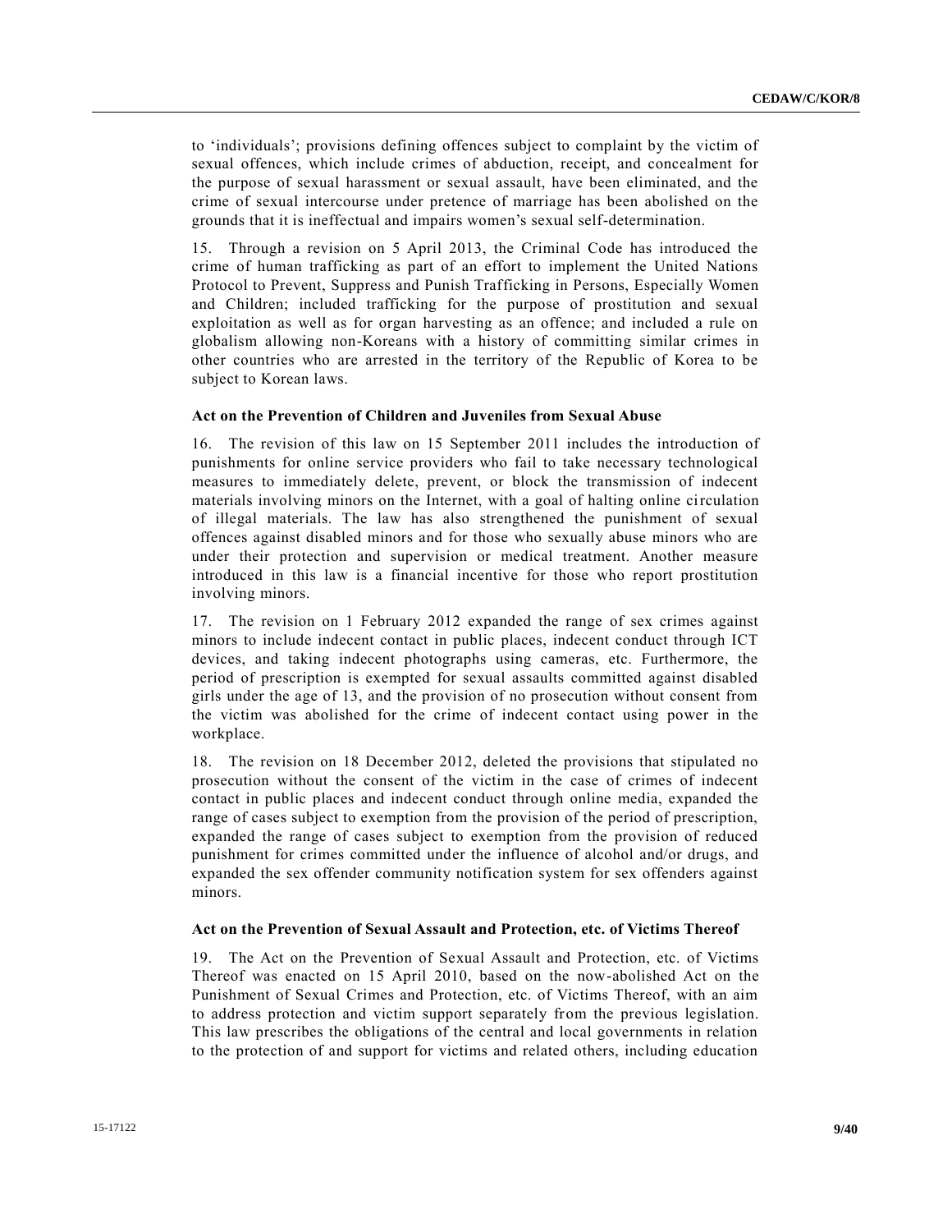to 'individuals'; provisions defining offences subject to complaint by the victim of sexual offences, which include crimes of abduction, receipt, and concealment for the purpose of sexual harassment or sexual assault, have been eliminated, and the crime of sexual intercourse under pretence of marriage has been abolished on the grounds that it is ineffectual and impairs women's sexual self-determination.

15. Through a revision on 5 April 2013, the Criminal Code has introduced the crime of human trafficking as part of an effort to implement the United Nations Protocol to Prevent, Suppress and Punish Trafficking in Persons, Especially Women and Children; included trafficking for the purpose of prostitution and sexual exploitation as well as for organ harvesting as an offence; and included a rule on globalism allowing non-Koreans with a history of committing similar crimes in other countries who are arrested in the territory of the Republic of Korea to be subject to Korean laws.

### Act on the Prevention of Children and Juveniles from Sexual Abuse

16. The revision of this law on 15 September 2011 includes the introduction of punishments for online service providers who fail to take necessary technological measures to immediately delete, prevent, or block the transmission of indecent materials involving minors on the Internet, with a goal of halting online circulation of illegal materials. The law has also strengthened the punishment of sexual offences against disabled minors and for those who sexually abuse minors who are under their protection and supervision or medical treatment. Another measure introduced in this law is a financial incentive for those who report prostitution involving minors.

17. The revision on 1 February 2012 expanded the range of sex crimes against minors to include indecent contact in public places, indecent conduct through ICT devices, and taking indecent photographs using cameras, etc. Furthermore, the period of prescription is exempted for sexual assaults committed against disabled girls under the age of 13, and the provision of no prosecution without consent from the victim was abolished for the crime of indecent contact using power in the workplace.

18. The revision on 18 December 2012, deleted the provisions that stipulated no prosecution without the consent of the victim in the case of crimes of indecent contact in public places and indecent conduct through online media, expanded the range of cases subject to exemption from the provision of the period of prescription, expanded the range of cases subject to exemption from the provision of reduced punishment for crimes committed under the influence of alcohol and/or drugs, and expanded the sex offender community notification system for sex offenders against minors.

### Act on the Prevention of Sexual Assault and Protection, etc. of Victims Thereof

19. The Act on the Prevention of Sexual Assault and Protection, etc. of Victims Thereof was enacted on 15 April 2010, based on the now-abolished Act on the Punishment of Sexual Crimes and Protection, etc. of Victims Thereof, with an aim to address protection and victim support separately from the previous legislation. This law prescribes the obligations of the central and local governments in relation to the protection of and support for victims and related others, including education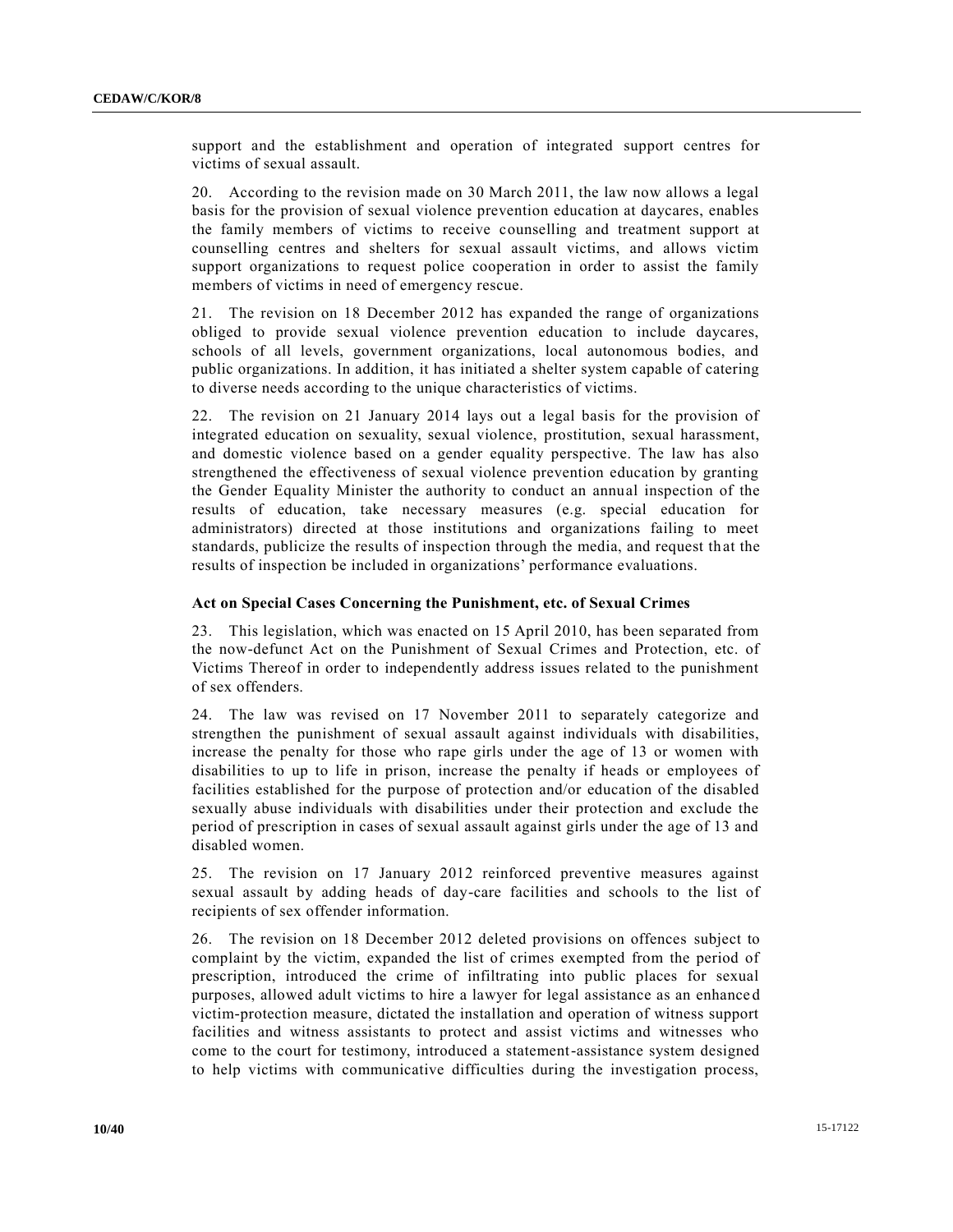support and the establishment and operation of integrated support centres for victims of sexual assault.

20. According to the revision made on 30 March 2011, the law now allows a legal basis for the provision of sexual violence prevention education at daycares, enables the family members of victims to receive counselling and treatment support at counselling centres and shelters for sexual assault victims, and allows victim support organizations to request police cooperation in order to assist the family members of victims in need of emergency rescue.

21. The revision on 18 December 2012 has expanded the range of organizations obliged to provide sexual violence prevention education to include daycares, schools of all levels, government organizations, local autonomous bodies, and public organizations. In addition, it has initiated a shelter system capable of catering to diverse needs according to the unique characteristics of victims.

22. The revision on 21 January 2014 lays out a legal basis for the provision of integrated education on sexuality, sexual violence, prostitution, sexual harassment, and domestic violence based on a gender equality perspective. The law has also strengthened the effectiveness of sexual violence prevention education by granting the Gender Equality Minister the authority to conduct an annual inspection of the results of education, take necessary measures (e.g. special education for administrators) directed at those institutions and organizations failing to meet standards, publicize the results of inspection through the media, and request that the results of inspection be included in organizations' performance evaluations.

**Act on Special Cases Concerning the Punishment, etc. of Sexual Crimes**

23. This legislation, which was enacted on 15 April 2010, has been separated from the now-defunct Act on the Punishment of Sexual Crimes and Protection, etc. of Victims Thereof in order to independently address issues related to the punishment of sex offenders.

24. The law was revised on 17 November 2011 to separately categorize and strengthen the punishment of sexual assault against individuals with disabilities, increase the penalty for those who rape girls under the age of 13 or women with disabilities to up to life in prison, increase the penalty if heads or employees of facilities established for the purpose of protection and/or education of the disabled sexually abuse individuals with disabilities under their protection and exclude the period of prescription in cases of sexual assault against girls under the age of 13 and disabled women.

25. The revision on 17 January 2012 reinforced preventive measures against sexual assault by adding heads of day-care facilities and schools to the list of recipients of sex offender information.

26. The revision on 18 December 2012 deleted provisions on offences subject to complaint by the victim, expanded the list of crimes exempted from the period of prescription, introduced the crime of infiltrating into public places for sexual purposes, allowed adult victims to hire a lawyer for legal assistance as an enhanced victim-protection measure, dictated the installation and operation of witness support facilities and witness assistants to protect and assist victims and witnesses who come to the court for testimony, introduced a statement-assistance system designed to help victims with communicative difficulties during the investigation process,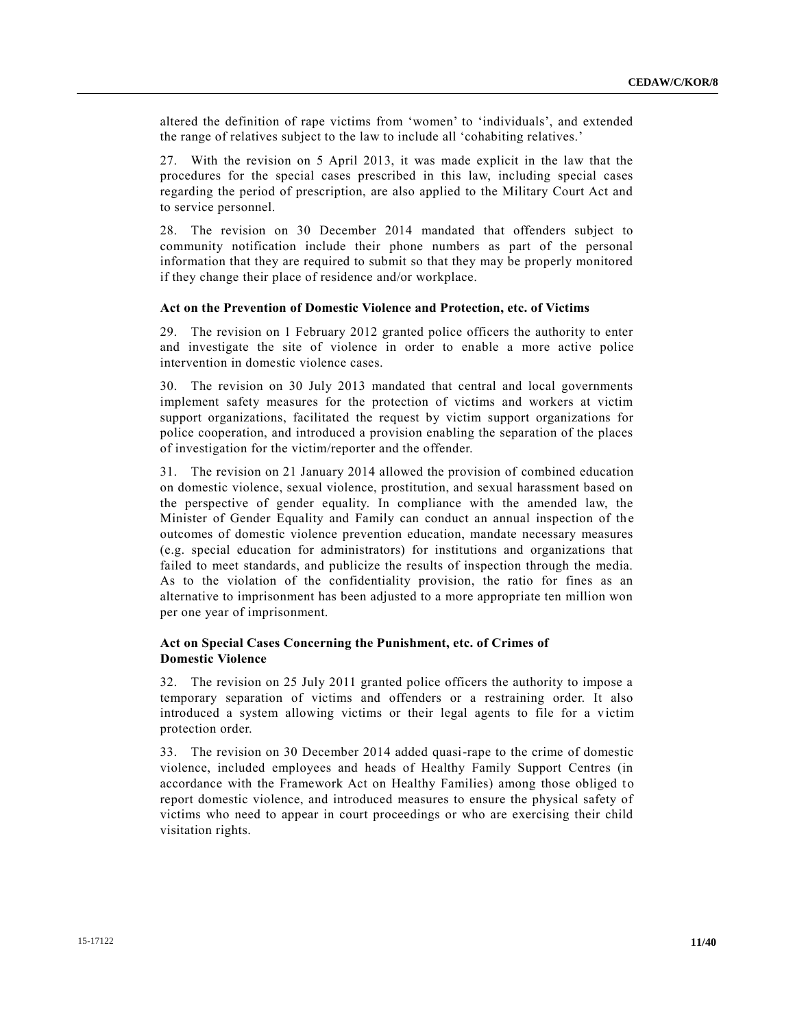altered the definition of rape victims from 'women' to 'individuals', and extended the range of relatives subject to the law to include all 'cohabiting relatives.'

27. With the revision on 5 April 2013, it was made explicit in the law that the procedures for the special cases prescribed in this law, including special cases regarding the period of prescription, are also applied to the Military Court Act and to service personnel.

28. The revision on 30 December 2014 mandated that offenders subject to community notification include their phone numbers as part of the personal information that they are required to submit so that they may be properly monitored if they change their place of residence and/or workplace.

**Act on the Prevention of Domestic Violence and Protection, etc. of Victims**

29. The revision on 1 February 2012 granted police officers the authority to enter and investigate the site of violence in order to enable a more active police intervention in domestic violence cases.

30. The revision on 30 July 2013 mandated that central and local governments implement safety measures for the protection of victims and workers at victim support organizations, facilitated the request by victim support organizations for police cooperation, and introduced a provision enabling the separation of the places of investigation for the victim/reporter and the offender.

31. The revision on 21 January 2014 allowed the provision of combined education on domestic violence, sexual violence, prostitution, and sexual harassment based on the perspective of gender equality. In compliance with the amended law, the Minister of Gender Equality and Family can conduct an annual inspection of the outcomes of domestic violence prevention education, mandate necessary measures (e.g. special education for administrators) for institutions and organizations that failed to meet standards, and publicize the results of inspection through the media. As to the violation of the confidentiality provision, the ratio for fines as an alternative to imprisonment has been adjusted to a more appropriate ten million won per one year of imprisonment.

**Act on Special Cases Concerning the Punishment, etc. of Crimes of Domestic Violence**

32. The revision on 25 July 2011 granted police officers the authority to impose a temporary separation of victims and offenders or a restraining order. It also introduced a system allowing victims or their legal agents to file for a victim protection order.

33. The revision on 30 December 2014 added quasi-rape to the crime of domestic violence, included employees and heads of Healthy Family Support Centres (in accordance with the Framework Act on Healthy Families) among those obliged to report domestic violence, and introduced measures to ensure the physical safety of victims who need to appear in court proceedings or who are exercising their child visitation rights.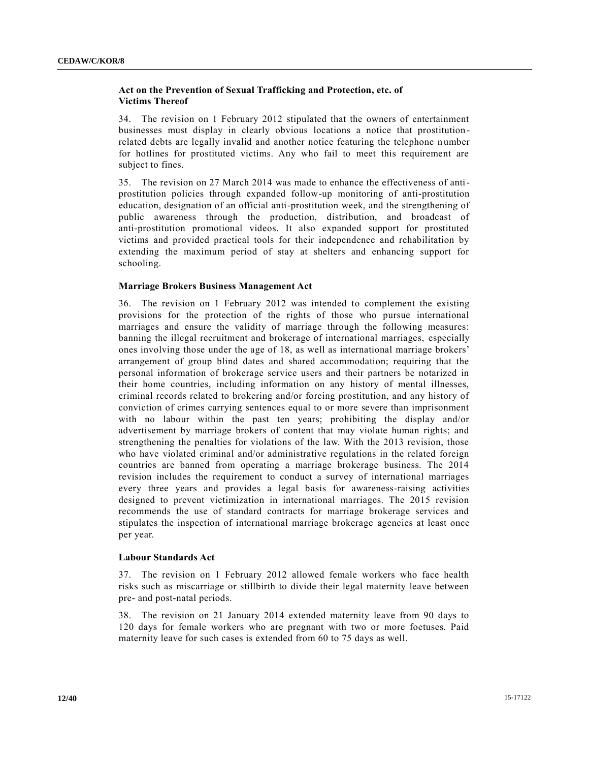**Act on the Prevention of Sexual Trafficking and Protection, etc. of Victims Thereof**

34. The revision on 1 February 2012 stipulated that the owners of entertainment businesses must display in clearly obvious locations a notice that prostitution-related debts are legally invalid and another notice featuring the telephone number for hotlines for prostituted victims. Any who fail to meet this requirement are subject to fines.

35. The revision on 27 March 2014 was made to enhance the effectiveness of anti-prostitution policies through expanded follow-up monitoring of anti-prostitution education, designation of an official anti-prostitution week, and the strengthening of public awareness through the production, distribution, and broadcast of anti-prostitution promotional videos. It also expanded support for prostituted victims and provided practical tools for their independence and rehabilitation by extending the maximum period of stay at shelters and enhancing support for schooling.

**Marriage Brokers Business Management Act**

36. The revision on 1 February 2012 was intended to complement the existing provisions for the protection of the rights of those who pursue international marriages and ensure the validity of marriage through the following measures: banning the illegal recruitment and brokerage of international marriages, especially ones involving those under the age of 18, as well as international marriage brokers' arrangement of group blind dates and shared accommodation; requiring that the personal information of brokerage service users and their partners be notarized in their home countries, including information on any history of mental illnesses, criminal records related to brokering and/or forcing prostitution, and any history of conviction of crimes carrying sentences equal to or more severe than imprisonment with no labour within the past ten years; prohibiting the display and/or advertisement by marriage brokers of content that may violate human rights; and strengthening the penalties for violations of the law. With the 2013 revision, those who have violated criminal and/or administrative regulations in the related foreign countries are banned from operating a marriage brokerage business. The 2014 revision includes the requirement to conduct a survey of international marriages every three years and provides a legal basis for awareness-raising activities designed to prevent victimization in international marriages. The 2015 revision recommends the use of standard contracts for marriage brokerage services and stipulates the inspection of international marriage brokerage agencies at least once per year.

**Labour Standards Act**

37. The revision on 1 February 2012 allowed female workers who face health risks such as miscarriage or stillbirth to divide their legal maternity leave between pre- and post-natal periods.

38. The revision on 21 January 2014 extended maternity leave from 90 days to 120 days for female workers who are pregnant with two or more foetuses. Paid maternity leave for such cases is extended from 60 to 75 days as well.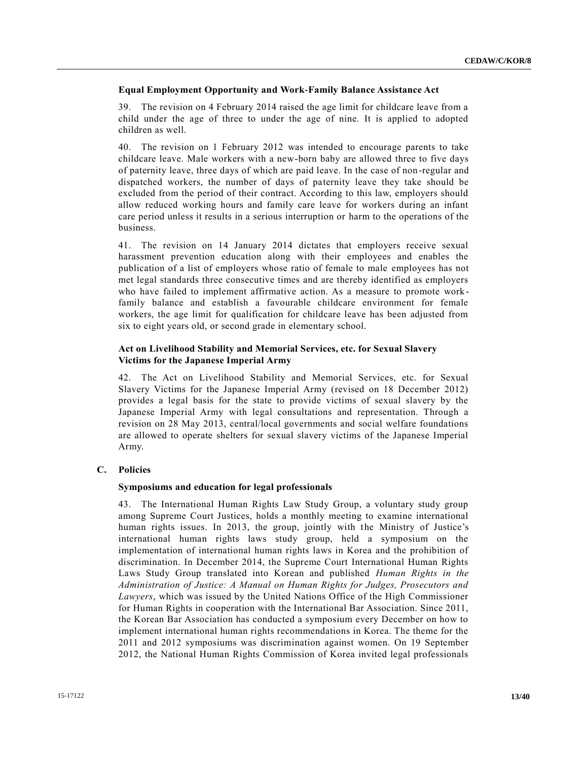### Equal Employment Opportunity and Work-Family Balance Assistance Act

39. The revision on 4 February 2014 raised the age limit for childcare leave from a child under the age of three to under the age of nine. It is applied to adopted children as well.

40. The revision on 1 February 2012 was intended to encourage parents to take childcare leave. Male workers with a new-born baby are allowed three to five days of paternity leave, three days of which are paid leave. In the case of non-regular and dispatched workers, the number of days of paternity leave they take should be excluded from the period of their contract. According to this law, employers should allow reduced working hours and family care leave for workers during an infant care period unless it results in a serious interruption or harm to the operations of the business.

41. The revision on 14 January 2014 dictates that employers receive sexual harassment prevention education along with their employees and enables the publication of a list of employers whose ratio of female to male employees has not met legal standards three consecutive times and are thereby identified as employers who have failed to implement affirmative action. As a measure to promote work-family balance and establish a favourable childcare environment for female workers, the age limit for qualification for childcare leave has been adjusted from six to eight years old, or second grade in elementary school.

### Act on Livelihood Stability and Memorial Services, etc. for Sexual Slavery Victims for the Japanese Imperial Army

42. The Act on Livelihood Stability and Memorial Services, etc. for Sexual Slavery Victims for the Japanese Imperial Army (revised on 18 December 2012) provides a legal basis for the state to provide victims of sexual slavery by the Japanese Imperial Army with legal consultations and representation. Through a revision on 28 May 2013, central/local governments and social welfare foundations are allowed to operate shelters for sexual slavery victims of the Japanese Imperial Army.

## C. Policies

### Symposiums and education for legal professionals

43. The International Human Rights Law Study Group, a voluntary study group among Supreme Court Justices, holds a monthly meeting to examine international human rights issues. In 2013, the group, jointly with the Ministry of Justice's international human rights laws study group, held a symposium on the implementation of international human rights laws in Korea and the prohibition of discrimination. In December 2014, the Supreme Court International Human Rights Laws Study Group translated into Korean and published *Human Rights in the Administration of Justice: A Manual on Human Rights for Judges, Prosecutors and Lawyers*, which was issued by the United Nations Office of the High Commissioner for Human Rights in cooperation with the International Bar Association. Since 2011, the Korean Bar Association has conducted a symposium every December on how to implement international human rights recommendations in Korea. The theme for the 2011 and 2012 symposiums was discrimination against women. On 19 September 2012, the National Human Rights Commission of Korea invited legal professionals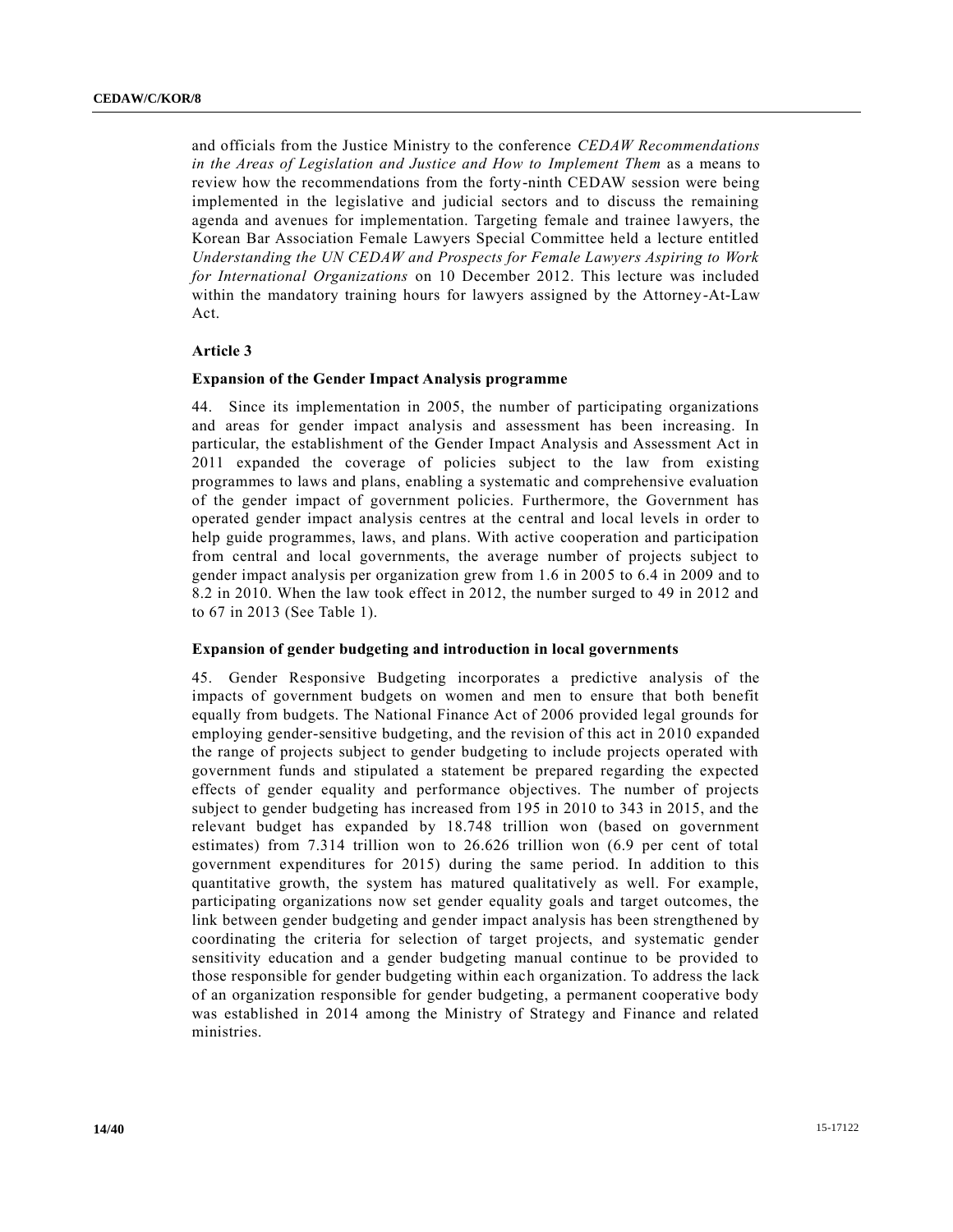and officials from the Justice Ministry to the conference *CEDAW Recommendations in the Areas of Legislation and Justice and How to Implement Them* as a means to review how the recommendations from the forty-ninth CEDAW session were being implemented in the legislative and judicial sectors and to discuss the remaining agenda and avenues for implementation. Targeting female and trainee lawyers, the Korean Bar Association Female Lawyers Special Committee held a lecture entitled *Understanding the UN CEDAW and Prospects for Female Lawyers Aspiring to Work for International Organizations* on 10 December 2012. This lecture was included within the mandatory training hours for lawyers assigned by the Attorney-At-Law Act.

## Article 3

### Expansion of the Gender Impact Analysis programme

44. Since its implementation in 2005, the number of participating organizations and areas for gender impact analysis and assessment has been increasing. In particular, the establishment of the Gender Impact Analysis and Assessment Act in 2011 expanded the coverage of policies subject to the law from existing programmes to laws and plans, enabling a systematic and comprehensive evaluation of the gender impact of government policies. Furthermore, the Government has operated gender impact analysis centres at the central and local levels in order to help guide programmes, laws, and plans. With active cooperation and participation from central and local governments, the average number of projects subject to gender impact analysis per organization grew from 1.6 in 2005 to 6.4 in 2009 and to 8.2 in 2010. When the law took effect in 2012, the number surged to 49 in 2012 and to 67 in 2013 (See Table 1).

### Expansion of gender budgeting and introduction in local governments

45. Gender Responsive Budgeting incorporates a predictive analysis of the impacts of government budgets on women and men to ensure that both benefit equally from budgets. The National Finance Act of 2006 provided legal grounds for employing gender-sensitive budgeting, and the revision of this act in 2010 expanded the range of projects subject to gender budgeting to include projects operated with government funds and stipulated a statement be prepared regarding the expected effects of gender equality and performance objectives. The number of projects subject to gender budgeting has increased from 195 in 2010 to 343 in 2015, and the relevant budget has expanded by 18.748 trillion won (based on government estimates) from 7.314 trillion won to 26.626 trillion won (6.9 per cent of total government expenditures for 2015) during the same period. In addition to this quantitative growth, the system has matured qualitatively as well. For example, participating organizations now set gender equality goals and target outcomes, the link between gender budgeting and gender impact analysis has been strengthened by coordinating the criteria for selection of target projects, and systematic gender sensitivity education and a gender budgeting manual continue to be provided to those responsible for gender budgeting within each organization. To address the lack of an organization responsible for gender budgeting, a permanent cooperative body was established in 2014 among the Ministry of Strategy and Finance and related ministries.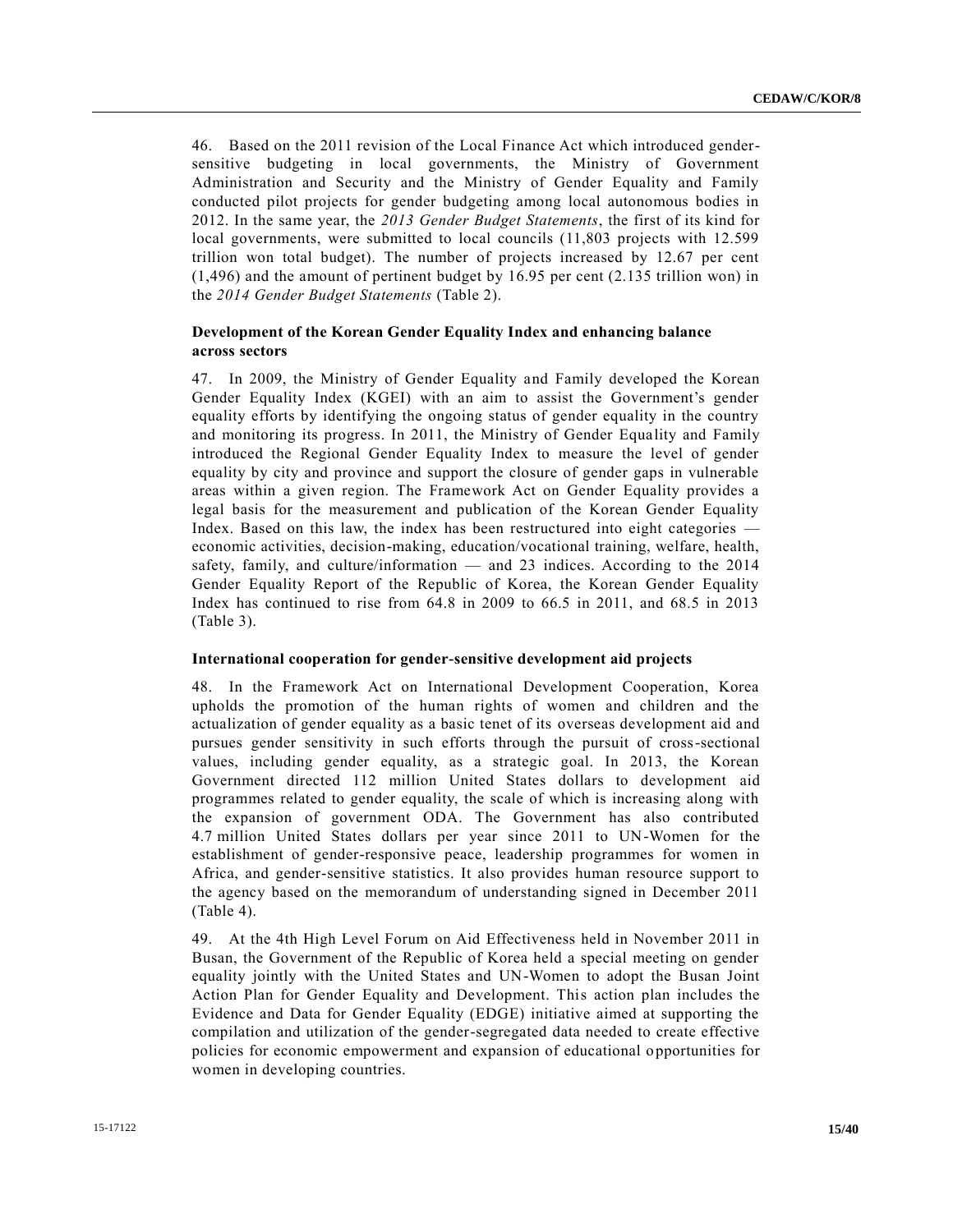46. Based on the 2011 revision of the Local Finance Act which introduced gender-sensitive budgeting in local governments, the Ministry of Government Administration and Security and the Ministry of Gender Equality and Family conducted pilot projects for gender budgeting among local autonomous bodies in 2012. In the same year, the *2013 Gender Budget Statements*, the first of its kind for local governments, were submitted to local councils (11,803 projects with 12.599 trillion won total budget). The number of projects increased by 12.67 per cent (1,496) and the amount of pertinent budget by 16.95 per cent (2.135 trillion won) in the *2014 Gender Budget Statements* (Table 2).

### Development of the Korean Gender Equality Index and enhancing balance across sectors

47. In 2009, the Ministry of Gender Equality and Family developed the Korean Gender Equality Index (KGEI) with an aim to assist the Government's gender equality efforts by identifying the ongoing status of gender equality in the country and monitoring its progress. In 2011, the Ministry of Gender Equality and Family introduced the Regional Gender Equality Index to measure the level of gender equality by city and province and support the closure of gender gaps in vulnerable areas within a given region. The Framework Act on Gender Equality provides a legal basis for the measurement and publication of the Korean Gender Equality Index. Based on this law, the index has been restructured into eight categories — economic activities, decision-making, education/vocational training, welfare, health, safety, family, and culture/information — and 23 indices. According to the 2014 Gender Equality Report of the Republic of Korea, the Korean Gender Equality Index has continued to rise from 64.8 in 2009 to 66.5 in 2011, and 68.5 in 2013 (Table 3).

### International cooperation for gender-sensitive development aid projects

48. In the Framework Act on International Development Cooperation, Korea upholds the promotion of the human rights of women and children and the actualization of gender equality as a basic tenet of its overseas development aid and pursues gender sensitivity in such efforts through the pursuit of cross-sectional values, including gender equality, as a strategic goal. In 2013, the Korean Government directed 112 million United States dollars to development aid programmes related to gender equality, the scale of which is increasing along with the expansion of government ODA. The Government has also contributed 4.7 million United States dollars per year since 2011 to UN-Women for the establishment of gender-responsive peace, leadership programmes for women in Africa, and gender-sensitive statistics. It also provides human resource support to the agency based on the memorandum of understanding signed in December 2011 (Table 4).

49. At the 4th High Level Forum on Aid Effectiveness held in November 2011 in Busan, the Government of the Republic of Korea held a special meeting on gender equality jointly with the United States and UN-Women to adopt the Busan Joint Action Plan for Gender Equality and Development. This action plan includes the Evidence and Data for Gender Equality (EDGE) initiative aimed at supporting the compilation and utilization of the gender-segregated data needed to create effective policies for economic empowerment and expansion of educational opportunities for women in developing countries.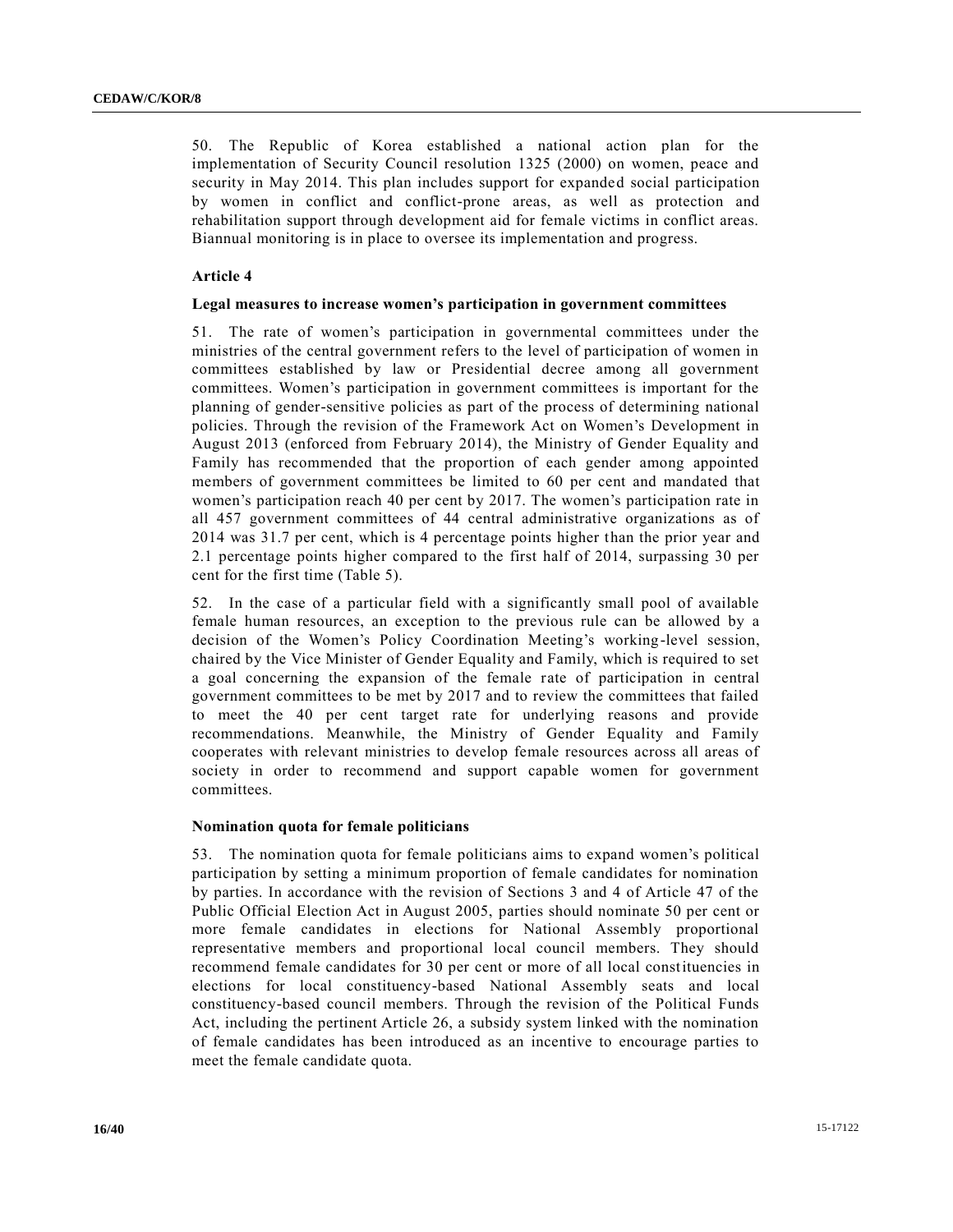50. The Republic of Korea established a national action plan for the implementation of Security Council resolution 1325 (2000) on women, peace and security in May 2014. This plan includes support for expanded social participation by women in conflict and conflict-prone areas, as well as protection and rehabilitation support through development aid for female victims in conflict areas. Biannual monitoring is in place to oversee its implementation and progress.

### Article 4

#### Legal measures to increase women's participation in government committees

51. The rate of women's participation in governmental committees under the ministries of the central government refers to the level of participation of women in committees established by law or Presidential decree among all government committees. Women's participation in government committees is important for the planning of gender-sensitive policies as part of the process of determining national policies. Through the revision of the Framework Act on Women's Development in August 2013 (enforced from February 2014), the Ministry of Gender Equality and Family has recommended that the proportion of each gender among appointed members of government committees be limited to 60 per cent and mandated that women's participation reach 40 per cent by 2017. The women's participation rate in all 457 government committees of 44 central administrative organizations as of 2014 was 31.7 per cent, which is 4 percentage points higher than the prior year and 2.1 percentage points higher compared to the first half of 2014, surpassing 30 per cent for the first time (Table 5).

52. In the case of a particular field with a significantly small pool of available female human resources, an exception to the previous rule can be allowed by a decision of the Women's Policy Coordination Meeting's working-level session, chaired by the Vice Minister of Gender Equality and Family, which is required to set a goal concerning the expansion of the female rate of participation in central government committees to be met by 2017 and to review the committees that failed to meet the 40 per cent target rate for underlying reasons and provide recommendations. Meanwhile, the Ministry of Gender Equality and Family cooperates with relevant ministries to develop female resources across all areas of society in order to recommend and support capable women for government committees.

#### Nomination quota for female politicians

53. The nomination quota for female politicians aims to expand women's political participation by setting a minimum proportion of female candidates for nomination by parties. In accordance with the revision of Sections 3 and 4 of Article 47 of the Public Official Election Act in August 2005, parties should nominate 50 per cent or more female candidates in elections for National Assembly proportional representative members and proportional local council members. They should recommend female candidates for 30 per cent or more of all local constituencies in elections for local constituency-based National Assembly seats and local constituency-based council members. Through the revision of the Political Funds Act, including the pertinent Article 26, a subsidy system linked with the nomination of female candidates has been introduced as an incentive to encourage parties to meet the female candidate quota.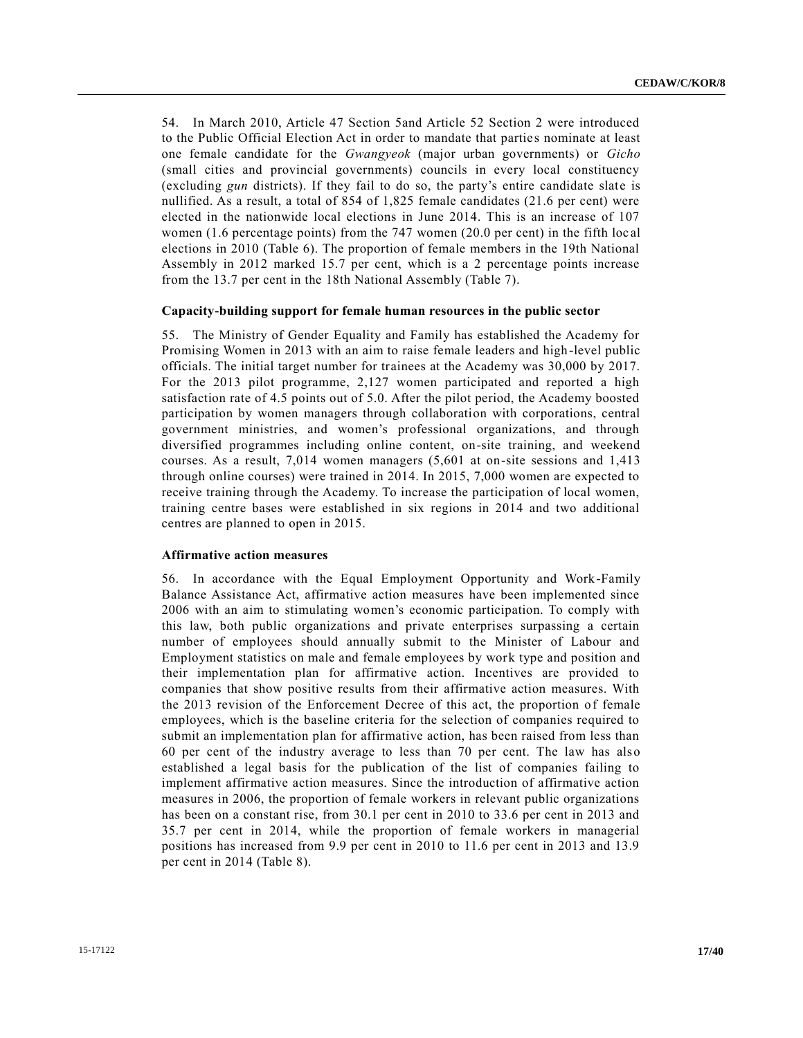54. In March 2010, Article 47 Section 5and Article 52 Section 2 were introduced to the Public Official Election Act in order to mandate that parties nominate at least one female candidate for the *Gwangyeok* (major urban governments) or *Gicho* (small cities and provincial governments) councils in every local constituency (excluding *gun* districts). If they fail to do so, the party's entire candidate slate is nullified. As a result, a total of 854 of 1,825 female candidates (21.6 per cent) were elected in the nationwide local elections in June 2014. This is an increase of 107 women (1.6 percentage points) from the 747 women (20.0 per cent) in the fifth local elections in 2010 (Table 6). The proportion of female members in the 19th National Assembly in 2012 marked 15.7 per cent, which is a 2 percentage points increase from the 13.7 per cent in the 18th National Assembly (Table 7).

**Capacity-building support for female human resources in the public sector**

55. The Ministry of Gender Equality and Family has established the Academy for Promising Women in 2013 with an aim to raise female leaders and high-level public officials. The initial target number for trainees at the Academy was 30,000 by 2017. For the 2013 pilot programme, 2,127 women participated and reported a high satisfaction rate of 4.5 points out of 5.0. After the pilot period, the Academy boosted participation by women managers through collaboration with corporations, central government ministries, and women's professional organizations, and through diversified programmes including online content, on-site training, and weekend courses. As a result, 7,014 women managers (5,601 at on-site sessions and 1,413 through online courses) were trained in 2014. In 2015, 7,000 women are expected to receive training through the Academy. To increase the participation of local women, training centre bases were established in six regions in 2014 and two additional centres are planned to open in 2015.

**Affirmative action measures**

56. In accordance with the Equal Employment Opportunity and Work-Family Balance Assistance Act, affirmative action measures have been implemented since 2006 with an aim to stimulating women's economic participation. To comply with this law, both public organizations and private enterprises surpassing a certain number of employees should annually submit to the Minister of Labour and Employment statistics on male and female employees by work type and position and their implementation plan for affirmative action. Incentives are provided to companies that show positive results from their affirmative action measures. With the 2013 revision of the Enforcement Decree of this act, the proportion of female employees, which is the baseline criteria for the selection of companies required to submit an implementation plan for affirmative action, has been raised from less than 60 per cent of the industry average to less than 70 per cent. The law has also established a legal basis for the publication of the list of companies failing to implement affirmative action measures. Since the introduction of affirmative action measures in 2006, the proportion of female workers in relevant public organizations has been on a constant rise, from 30.1 per cent in 2010 to 33.6 per cent in 2013 and 35.7 per cent in 2014, while the proportion of female workers in managerial positions has increased from 9.9 per cent in 2010 to 11.6 per cent in 2013 and 13.9 per cent in 2014 (Table 8).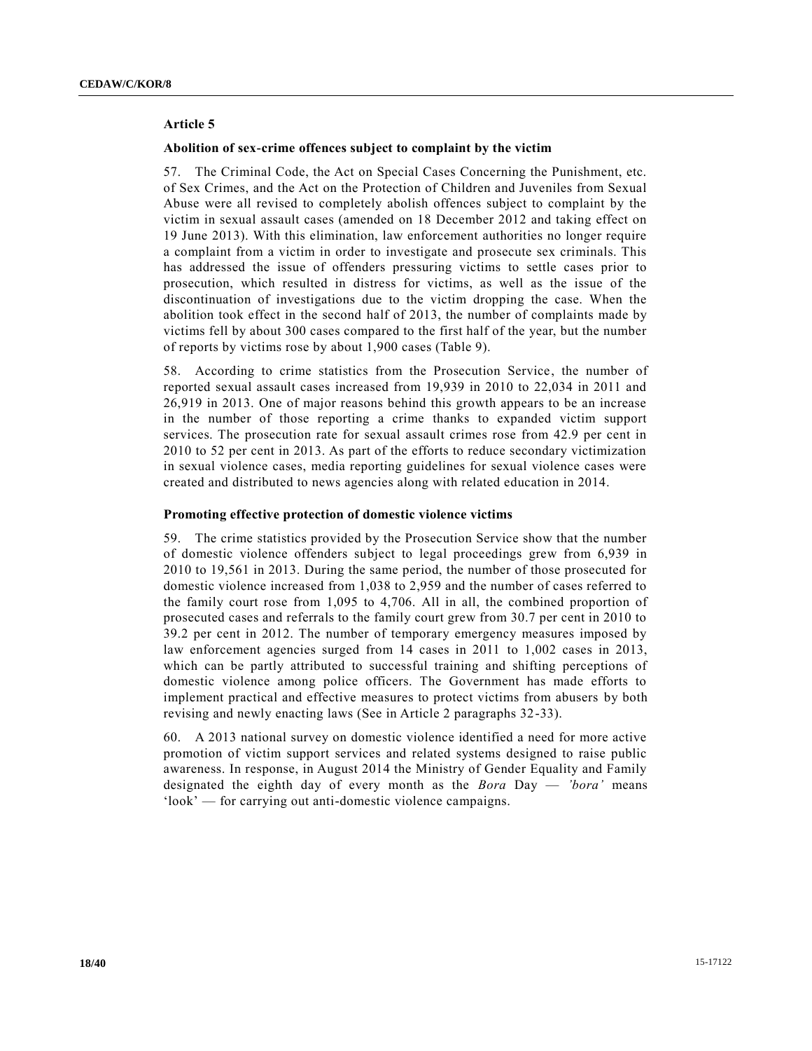## Article 5

### Abolition of sex-crime offences subject to complaint by the victim

57. The Criminal Code, the Act on Special Cases Concerning the Punishment, etc. of Sex Crimes, and the Act on the Protection of Children and Juveniles from Sexual Abuse were all revised to completely abolish offences subject to complaint by the victim in sexual assault cases (amended on 18 December 2012 and taking effect on 19 June 2013). With this elimination, law enforcement authorities no longer require a complaint from a victim in order to investigate and prosecute sex criminals. This has addressed the issue of offenders pressuring victims to settle cases prior to prosecution, which resulted in distress for victims, as well as the issue of the discontinuation of investigations due to the victim dropping the case. When the abolition took effect in the second half of 2013, the number of complaints made by victims fell by about 300 cases compared to the first half of the year, but the number of reports by victims rose by about 1,900 cases (Table 9).

58. According to crime statistics from the Prosecution Service, the number of reported sexual assault cases increased from 19,939 in 2010 to 22,034 in 2011 and 26,919 in 2013. One of major reasons behind this growth appears to be an increase in the number of those reporting a crime thanks to expanded victim support services. The prosecution rate for sexual assault crimes rose from 42.9 per cent in 2010 to 52 per cent in 2013. As part of the efforts to reduce secondary victimization in sexual violence cases, media reporting guidelines for sexual violence cases were created and distributed to news agencies along with related education in 2014.

### Promoting effective protection of domestic violence victims

59. The crime statistics provided by the Prosecution Service show that the number of domestic violence offenders subject to legal proceedings grew from 6,939 in 2010 to 19,561 in 2013. During the same period, the number of those prosecuted for domestic violence increased from 1,038 to 2,959 and the number of cases referred to the family court rose from 1,095 to 4,706. All in all, the combined proportion of prosecuted cases and referrals to the family court grew from 30.7 per cent in 2010 to 39.2 per cent in 2012. The number of temporary emergency measures imposed by law enforcement agencies surged from 14 cases in 2011 to 1,002 cases in 2013, which can be partly attributed to successful training and shifting perceptions of domestic violence among police officers. The Government has made efforts to implement practical and effective measures to protect victims from abusers by both revising and newly enacting laws (See in Article 2 paragraphs 32-33).

60. A 2013 national survey on domestic violence identified a need for more active promotion of victim support services and related systems designed to raise public awareness. In response, in August 2014 the Ministry of Gender Equality and Family designated the eighth day of every month as the *Bora* Day — *'bora'* means 'look' — for carrying out anti-domestic violence campaigns.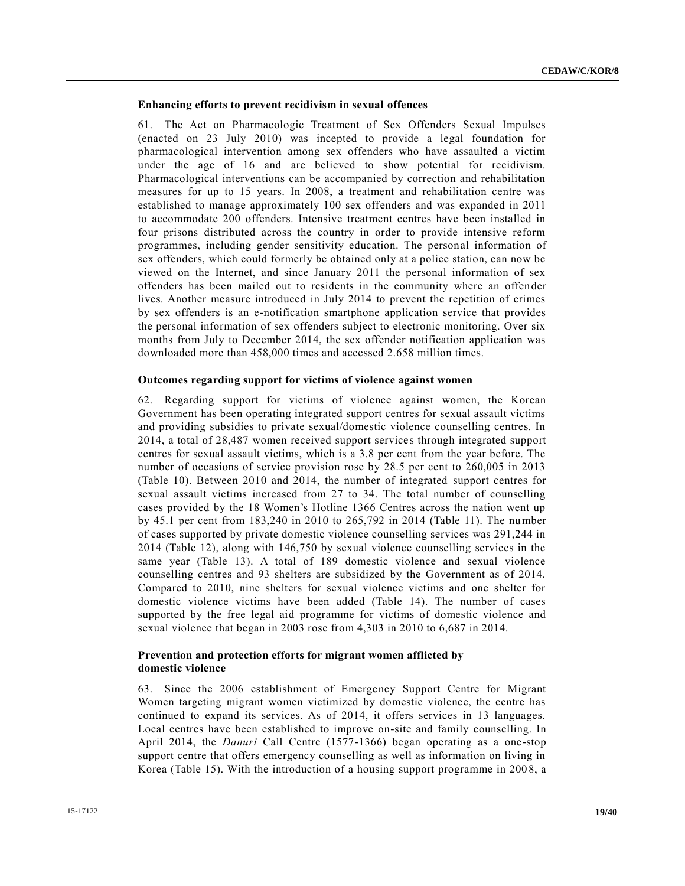**Enhancing efforts to prevent recidivism in sexual offences**

61. The Act on Pharmacologic Treatment of Sex Offenders Sexual Impulses (enacted on 23 July 2010) was incepted to provide a legal foundation for pharmacological intervention among sex offenders who have assaulted a victim under the age of 16 and are believed to show potential for recidivism. Pharmacological interventions can be accompanied by correction and rehabilitation measures for up to 15 years. In 2008, a treatment and rehabilitation centre was established to manage approximately 100 sex offenders and was expanded in 2011 to accommodate 200 offenders. Intensive treatment centres have been installed in four prisons distributed across the country in order to provide intensive reform programmes, including gender sensitivity education. The personal information of sex offenders, which could formerly be obtained only at a police station, can now be viewed on the Internet, and since January 2011 the personal information of sex offenders has been mailed out to residents in the community where an offender lives. Another measure introduced in July 2014 to prevent the repetition of crimes by sex offenders is an e-notification smartphone application service that provides the personal information of sex offenders subject to electronic monitoring. Over six months from July to December 2014, the sex offender notification application was downloaded more than 458,000 times and accessed 2.658 million times.

**Outcomes regarding support for victims of violence against women**

62. Regarding support for victims of violence against women, the Korean Government has been operating integrated support centres for sexual assault victims and providing subsidies to private sexual/domestic violence counselling centres. In 2014, a total of 28,487 women received support services through integrated support centres for sexual assault victims, which is a 3.8 per cent from the year before. The number of occasions of service provision rose by 28.5 per cent to 260,005 in 2013 (Table 10). Between 2010 and 2014, the number of integrated support centres for sexual assault victims increased from 27 to 34. The total number of counselling cases provided by the 18 Women's Hotline 1366 Centres across the nation went up by 45.1 per cent from 183,240 in 2010 to 265,792 in 2014 (Table 11). The number of cases supported by private domestic violence counselling services was 291,244 in 2014 (Table 12), along with 146,750 by sexual violence counselling services in the same year (Table 13). A total of 189 domestic violence and sexual violence counselling centres and 93 shelters are subsidized by the Government as of 2014. Compared to 2010, nine shelters for sexual violence victims and one shelter for domestic violence victims have been added (Table 14). The number of cases supported by the free legal aid programme for victims of domestic violence and sexual violence that began in 2003 rose from 4,303 in 2010 to 6,687 in 2014.

**Prevention and protection efforts for migrant women afflicted by domestic violence**

63. Since the 2006 establishment of Emergency Support Centre for Migrant Women targeting migrant women victimized by domestic violence, the centre has continued to expand its services. As of 2014, it offers services in 13 languages. Local centres have been established to improve on-site and family counselling. In April 2014, the *Danuri* Call Centre (1577-1366) began operating as a one-stop support centre that offers emergency counselling as well as information on living in Korea (Table 15). With the introduction of a housing support programme in 2008, a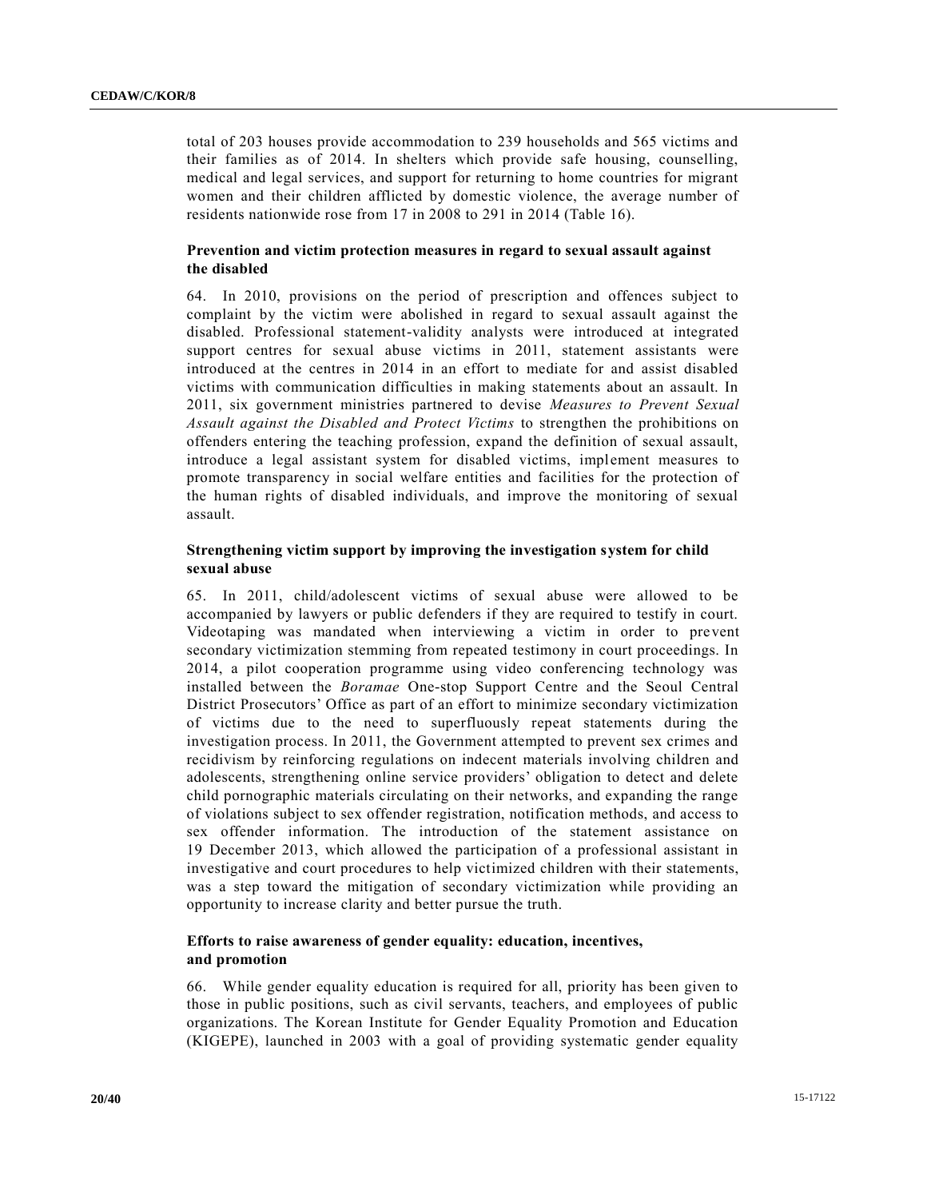total of 203 houses provide accommodation to 239 households and 565 victims and their families as of 2014. In shelters which provide safe housing, counselling, medical and legal services, and support for returning to home countries for migrant women and their children afflicted by domestic violence, the average number of residents nationwide rose from 17 in 2008 to 291 in 2014 (Table 16).

### Prevention and victim protection measures in regard to sexual assault against the disabled

64. In 2010, provisions on the period of prescription and offences subject to complaint by the victim were abolished in regard to sexual assault against the disabled. Professional statement-validity analysts were introduced at integrated support centres for sexual abuse victims in 2011, statement assistants were introduced at the centres in 2014 in an effort to mediate for and assist disabled victims with communication difficulties in making statements about an assault. In 2011, six government ministries partnered to devise *Measures to Prevent Sexual Assault against the Disabled and Protect Victims* to strengthen the prohibitions on offenders entering the teaching profession, expand the definition of sexual assault, introduce a legal assistant system for disabled victims, implement measures to promote transparency in social welfare entities and facilities for the protection of the human rights of disabled individuals, and improve the monitoring of sexual assault.

### Strengthening victim support by improving the investigation system for child sexual abuse

65. In 2011, child/adolescent victims of sexual abuse were allowed to be accompanied by lawyers or public defenders if they are required to testify in court. Videotaping was mandated when interviewing a victim in order to prevent secondary victimization stemming from repeated testimony in court proceedings. In 2014, a pilot cooperation programme using video conferencing technology was installed between the *Boramae* One-stop Support Centre and the Seoul Central District Prosecutors' Office as part of an effort to minimize secondary victimization of victims due to the need to superfluously repeat statements during the investigation process. In 2011, the Government attempted to prevent sex crimes and recidivism by reinforcing regulations on indecent materials involving children and adolescents, strengthening online service providers' obligation to detect and delete child pornographic materials circulating on their networks, and expanding the range of violations subject to sex offender registration, notification methods, and access to sex offender information. The introduction of the statement assistance on 19 December 2013, which allowed the participation of a professional assistant in investigative and court procedures to help victimized children with their statements, was a step toward the mitigation of secondary victimization while providing an opportunity to increase clarity and better pursue the truth.

### Efforts to raise awareness of gender equality: education, incentives, and promotion

66. While gender equality education is required for all, priority has been given to those in public positions, such as civil servants, teachers, and employees of public organizations. The Korean Institute for Gender Equality Promotion and Education (KIGEPE), launched in 2003 with a goal of providing systematic gender equality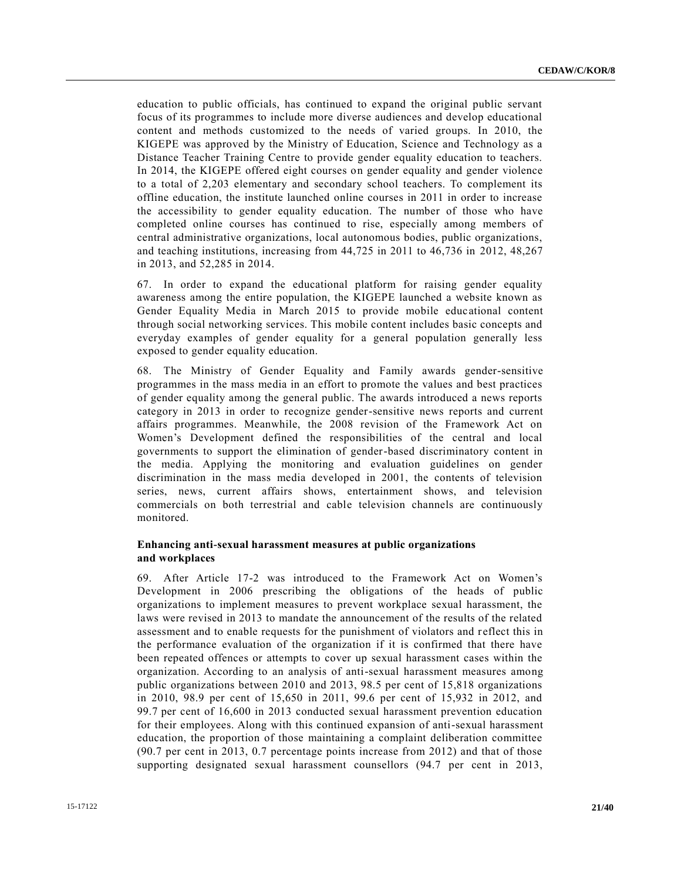education to public officials, has continued to expand the original public servant focus of its programmes to include more diverse audiences and develop educational content and methods customized to the needs of varied groups. In 2010, the KIGEPE was approved by the Ministry of Education, Science and Technology as a Distance Teacher Training Centre to provide gender equality education to teachers. In 2014, the KIGEPE offered eight courses on gender equality and gender violence to a total of 2,203 elementary and secondary school teachers. To complement its offline education, the institute launched online courses in 2011 in order to increase the accessibility to gender equality education. The number of those who have completed online courses has continued to rise, especially among members of central administrative organizations, local autonomous bodies, public organizations, and teaching institutions, increasing from 44,725 in 2011 to 46,736 in 2012, 48,267 in 2013, and 52,285 in 2014.

67. In order to expand the educational platform for raising gender equality awareness among the entire population, the KIGEPE launched a website known as Gender Equality Media in March 2015 to provide mobile educational content through social networking services. This mobile content includes basic concepts and everyday examples of gender equality for a general population generally less exposed to gender equality education.

68. The Ministry of Gender Equality and Family awards gender-sensitive programmes in the mass media in an effort to promote the values and best practices of gender equality among the general public. The awards introduced a news reports category in 2013 in order to recognize gender-sensitive news reports and current affairs programmes. Meanwhile, the 2008 revision of the Framework Act on Women's Development defined the responsibilities of the central and local governments to support the elimination of gender-based discriminatory content in the media. Applying the monitoring and evaluation guidelines on gender discrimination in the mass media developed in 2001, the contents of television series, news, current affairs shows, entertainment shows, and television commercials on both terrestrial and cable television channels are continuously monitored.

**Enhancing anti-sexual harassment measures at public organizations and workplaces**

69. After Article 17-2 was introduced to the Framework Act on Women's Development in 2006 prescribing the obligations of the heads of public organizations to implement measures to prevent workplace sexual harassment, the laws were revised in 2013 to mandate the announcement of the results of the related assessment and to enable requests for the punishment of violators and reflect this in the performance evaluation of the organization if it is confirmed that there have been repeated offences or attempts to cover up sexual harassment cases within the organization. According to an analysis of anti-sexual harassment measures among public organizations between 2010 and 2013, 98.5 per cent of 15,818 organizations in 2010, 98.9 per cent of 15,650 in 2011, 99.6 per cent of 15,932 in 2012, and 99.7 per cent of 16,600 in 2013 conducted sexual harassment prevention education for their employees. Along with this continued expansion of anti-sexual harassment education, the proportion of those maintaining a complaint deliberation committee (90.7 per cent in 2013, 0.7 percentage points increase from 2012) and that of those supporting designated sexual harassment counsellors (94.7 per cent in 2013,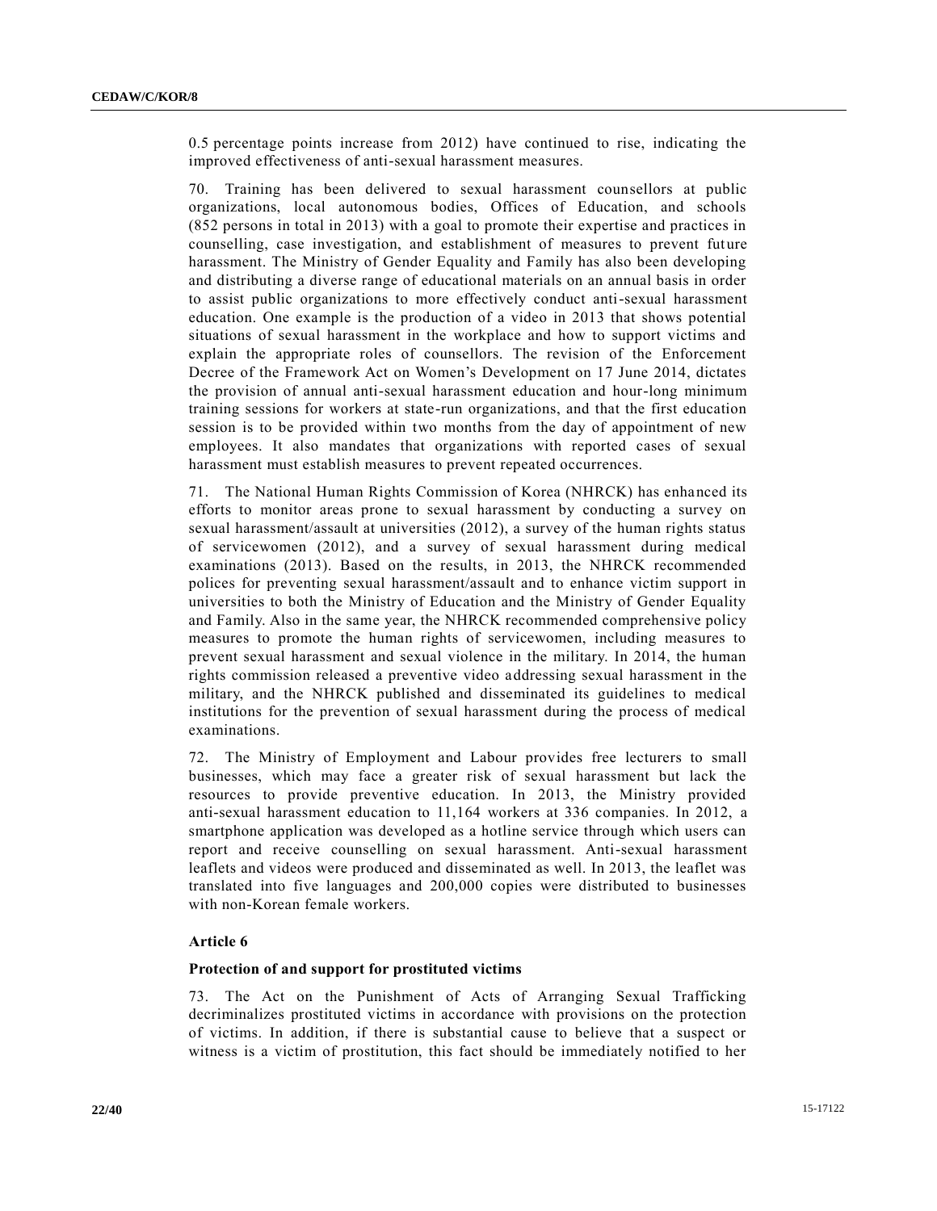0.5 percentage points increase from 2012) have continued to rise, indicating the improved effectiveness of anti-sexual harassment measures.

70. Training has been delivered to sexual harassment counsellors at public organizations, local autonomous bodies, Offices of Education, and schools (852 persons in total in 2013) with a goal to promote their expertise and practices in counselling, case investigation, and establishment of measures to prevent future harassment. The Ministry of Gender Equality and Family has also been developing and distributing a diverse range of educational materials on an annual basis in order to assist public organizations to more effectively conduct anti-sexual harassment education. One example is the production of a video in 2013 that shows potential situations of sexual harassment in the workplace and how to support victims and explain the appropriate roles of counsellors. The revision of the Enforcement Decree of the Framework Act on Women's Development on 17 June 2014, dictates the provision of annual anti-sexual harassment education and hour-long minimum training sessions for workers at state-run organizations, and that the first education session is to be provided within two months from the day of appointment of new employees. It also mandates that organizations with reported cases of sexual harassment must establish measures to prevent repeated occurrences.

71. The National Human Rights Commission of Korea (NHRCK) has enhanced its efforts to monitor areas prone to sexual harassment by conducting a survey on sexual harassment/assault at universities (2012), a survey of the human rights status of servicewomen (2012), and a survey of sexual harassment during medical examinations (2013). Based on the results, in 2013, the NHRCK recommended polices for preventing sexual harassment/assault and to enhance victim support in universities to both the Ministry of Education and the Ministry of Gender Equality and Family. Also in the same year, the NHRCK recommended comprehensive policy measures to promote the human rights of servicewomen, including measures to prevent sexual harassment and sexual violence in the military. In 2014, the human rights commission released a preventive video addressing sexual harassment in the military, and the NHRCK published and disseminated its guidelines to medical institutions for the prevention of sexual harassment during the process of medical examinations.

72. The Ministry of Employment and Labour provides free lecturers to small businesses, which may face a greater risk of sexual harassment but lack the resources to provide preventive education. In 2013, the Ministry provided anti-sexual harassment education to 11,164 workers at 336 companies. In 2012, a smartphone application was developed as a hotline service through which users can report and receive counselling on sexual harassment. Anti-sexual harassment leaflets and videos were produced and disseminated as well. In 2013, the leaflet was translated into five languages and 200,000 copies were distributed to businesses with non-Korean female workers.

### Article 6

#### Protection of and support for prostituted victims

73. The Act on the Punishment of Acts of Arranging Sexual Trafficking decriminalizes prostituted victims in accordance with provisions on the protection of victims. In addition, if there is substantial cause to believe that a suspect or witness is a victim of prostitution, this fact should be immediately notified to her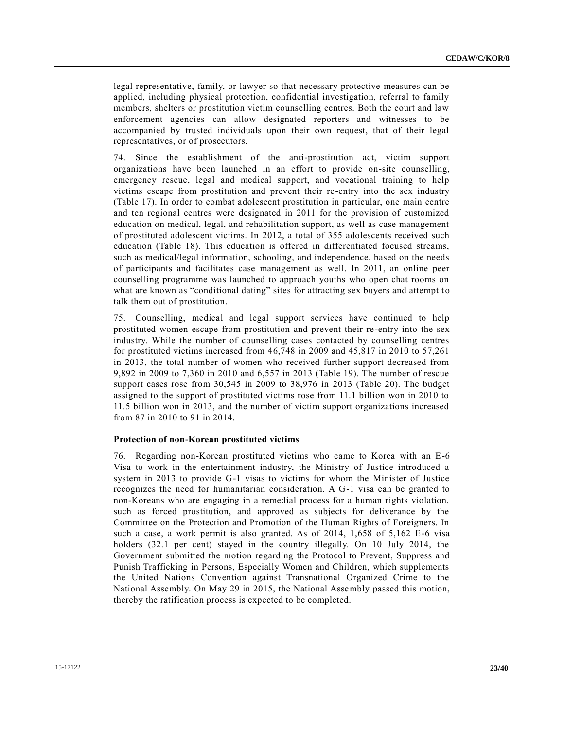legal representative, family, or lawyer so that necessary protective measures can be applied, including physical protection, confidential investigation, referral to family members, shelters or prostitution victim counselling centres. Both the court and law enforcement agencies can allow designated reporters and witnesses to be accompanied by trusted individuals upon their own request, that of their legal representatives, or of prosecutors.

74. Since the establishment of the anti-prostitution act, victim support organizations have been launched in an effort to provide on-site counselling, emergency rescue, legal and medical support, and vocational training to help victims escape from prostitution and prevent their re-entry into the sex industry (Table 17). In order to combat adolescent prostitution in particular, one main centre and ten regional centres were designated in 2011 for the provision of customized education on medical, legal, and rehabilitation support, as well as case management of prostituted adolescent victims. In 2012, a total of 355 adolescents received such education (Table 18). This education is offered in differentiated focused streams, such as medical/legal information, schooling, and independence, based on the needs of participants and facilitates case management as well. In 2011, an online peer counselling programme was launched to approach youths who open chat rooms on what are known as "conditional dating" sites for attracting sex buyers and attempt to talk them out of prostitution.

75. Counselling, medical and legal support services have continued to help prostituted women escape from prostitution and prevent their re-entry into the sex industry. While the number of counselling cases contacted by counselling centres for prostituted victims increased from 46,748 in 2009 and 45,817 in 2010 to 57,261 in 2013, the total number of women who received further support decreased from 9,892 in 2009 to 7,360 in 2010 and 6,557 in 2013 (Table 19). The number of rescue support cases rose from 30,545 in 2009 to 38,976 in 2013 (Table 20). The budget assigned to the support of prostituted victims rose from 11.1 billion won in 2010 to 11.5 billion won in 2013, and the number of victim support organizations increased from 87 in 2010 to 91 in 2014.

**Protection of non-Korean prostituted victims**

76. Regarding non-Korean prostituted victims who came to Korea with an E-6 Visa to work in the entertainment industry, the Ministry of Justice introduced a system in 2013 to provide G-1 visas to victims for whom the Minister of Justice recognizes the need for humanitarian consideration. A G-1 visa can be granted to non-Koreans who are engaging in a remedial process for a human rights violation, such as forced prostitution, and approved as subjects for deliverance by the Committee on the Protection and Promotion of the Human Rights of Foreigners. In such a case, a work permit is also granted. As of 2014, 1,658 of 5,162 E-6 visa holders (32.1 per cent) stayed in the country illegally. On 10 July 2014, the Government submitted the motion regarding the Protocol to Prevent, Suppress and Punish Trafficking in Persons, Especially Women and Children, which supplements the United Nations Convention against Transnational Organized Crime to the National Assembly. On May 29 in 2015, the National Assembly passed this motion, thereby the ratification process is expected to be completed.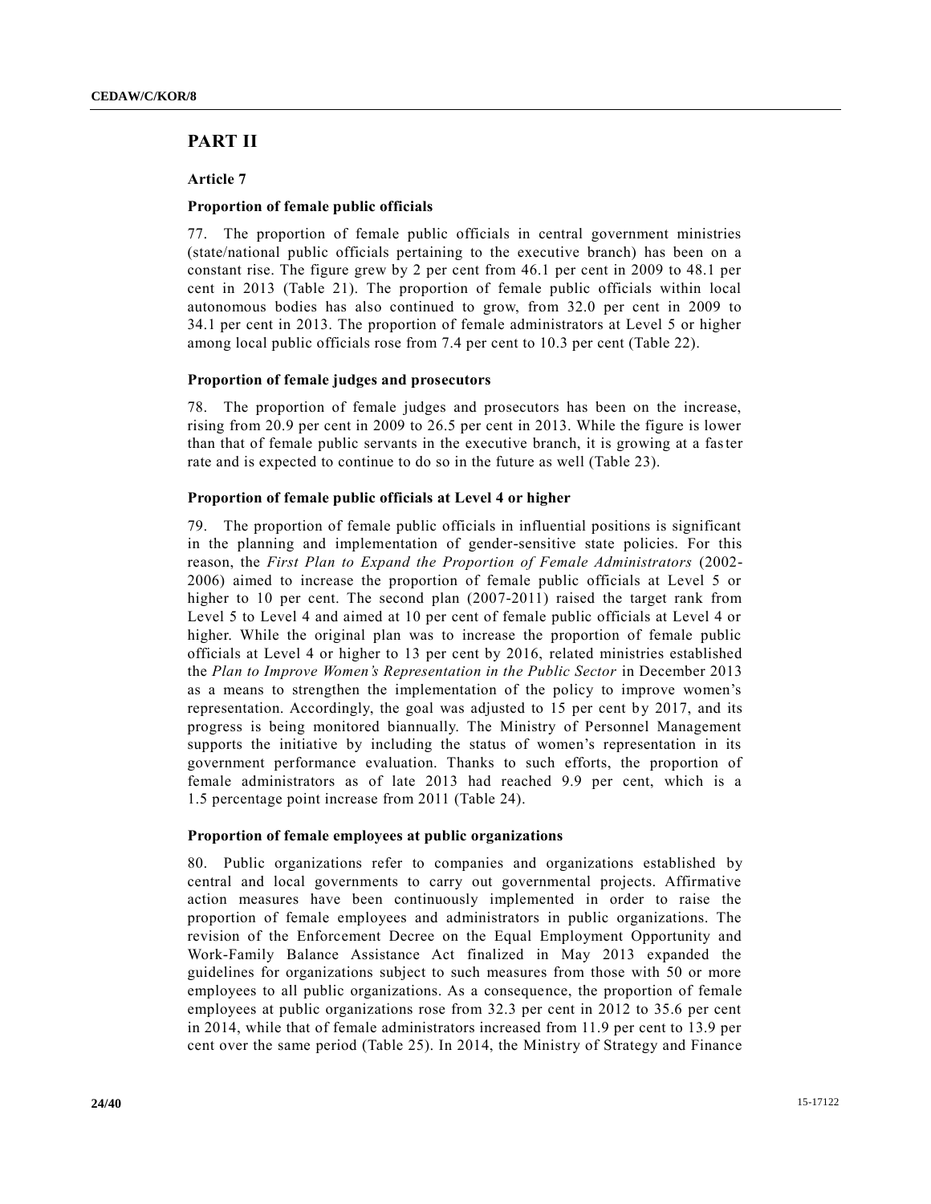# PART II

## Article 7

### Proportion of female public officials

77. The proportion of female public officials in central government ministries (state/national public officials pertaining to the executive branch) has been on a constant rise. The figure grew by 2 per cent from 46.1 per cent in 2009 to 48.1 per cent in 2013 (Table 21). The proportion of female public officials within local autonomous bodies has also continued to grow, from 32.0 per cent in 2009 to 34.1 per cent in 2013. The proportion of female administrators at Level 5 or higher among local public officials rose from 7.4 per cent to 10.3 per cent (Table 22).

### Proportion of female judges and prosecutors

78. The proportion of female judges and prosecutors has been on the increase, rising from 20.9 per cent in 2009 to 26.5 per cent in 2013. While the figure is lower than that of female public servants in the executive branch, it is growing at a faster rate and is expected to continue to do so in the future as well (Table 23).

### Proportion of female public officials at Level 4 or higher

79. The proportion of female public officials in influential positions is significant in the planning and implementation of gender-sensitive state policies. For this reason, the *First Plan to Expand the Proportion of Female Administrators* (2002-2006) aimed to increase the proportion of female public officials at Level 5 or higher to 10 per cent. The second plan (2007-2011) raised the target rank from Level 5 to Level 4 and aimed at 10 per cent of female public officials at Level 4 or higher. While the original plan was to increase the proportion of female public officials at Level 4 or higher to 13 per cent by 2016, related ministries established the *Plan to Improve Women's Representation in the Public Sector* in December 2013 as a means to strengthen the implementation of the policy to improve women's representation. Accordingly, the goal was adjusted to 15 per cent by 2017, and its progress is being monitored biannually. The Ministry of Personnel Management supports the initiative by including the status of women's representation in its government performance evaluation. Thanks to such efforts, the proportion of female administrators as of late 2013 had reached 9.9 per cent, which is a 1.5 percentage point increase from 2011 (Table 24).

### Proportion of female employees at public organizations

80. Public organizations refer to companies and organizations established by central and local governments to carry out governmental projects. Affirmative action measures have been continuously implemented in order to raise the proportion of female employees and administrators in public organizations. The revision of the Enforcement Decree on the Equal Employment Opportunity and Work-Family Balance Assistance Act finalized in May 2013 expanded the guidelines for organizations subject to such measures from those with 50 or more employees to all public organizations. As a consequence, the proportion of female employees at public organizations rose from 32.3 per cent in 2012 to 35.6 per cent in 2014, while that of female administrators increased from 11.9 per cent to 13.9 per cent over the same period (Table 25). In 2014, the Ministry of Strategy and Finance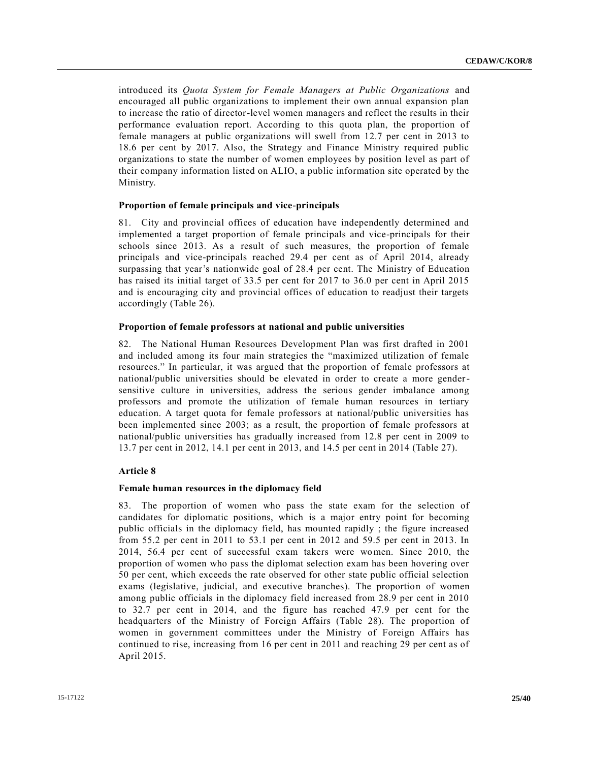introduced its *Quota System for Female Managers at Public Organizations* and encouraged all public organizations to implement their own annual expansion plan to increase the ratio of director-level women managers and reflect the results in their performance evaluation report. According to this quota plan, the proportion of female managers at public organizations will swell from 12.7 per cent in 2013 to 18.6 per cent by 2017. Also, the Strategy and Finance Ministry required public organizations to state the number of women employees by position level as part of their company information listed on ALIO, a public information site operated by the Ministry.

#### Proportion of female principals and vice-principals

81. City and provincial offices of education have independently determined and implemented a target proportion of female principals and vice-principals for their schools since 2013. As a result of such measures, the proportion of female principals and vice-principals reached 29.4 per cent as of April 2014, already surpassing that year's nationwide goal of 28.4 per cent. The Ministry of Education has raised its initial target of 33.5 per cent for 2017 to 36.0 per cent in April 2015 and is encouraging city and provincial offices of education to readjust their targets accordingly (Table 26).

#### Proportion of female professors at national and public universities

82. The National Human Resources Development Plan was first drafted in 2001 and included among its four main strategies the "maximized utilization of female resources." In particular, it was argued that the proportion of female professors at national/public universities should be elevated in order to create a more gender-sensitive culture in universities, address the serious gender imbalance among professors and promote the utilization of female human resources in tertiary education. A target quota for female professors at national/public universities has been implemented since 2003; as a result, the proportion of female professors at national/public universities has gradually increased from 12.8 per cent in 2009 to 13.7 per cent in 2012, 14.1 per cent in 2013, and 14.5 per cent in 2014 (Table 27).

### Article 8

#### Female human resources in the diplomacy field

83. The proportion of women who pass the state exam for the selection of candidates for diplomatic positions, which is a major entry point for becoming public officials in the diplomacy field, has mounted rapidly ; the figure increased from 55.2 per cent in 2011 to 53.1 per cent in 2012 and 59.5 per cent in 2013. In 2014, 56.4 per cent of successful exam takers were women. Since 2010, the proportion of women who pass the diplomat selection exam has been hovering over 50 per cent, which exceeds the rate observed for other state public official selection exams (legislative, judicial, and executive branches). The proportion of women among public officials in the diplomacy field increased from 28.9 per cent in 2010 to 32.7 per cent in 2014, and the figure has reached 47.9 per cent for the headquarters of the Ministry of Foreign Affairs (Table 28). The proportion of women in government committees under the Ministry of Foreign Affairs has continued to rise, increasing from 16 per cent in 2011 and reaching 29 per cent as of April 2015.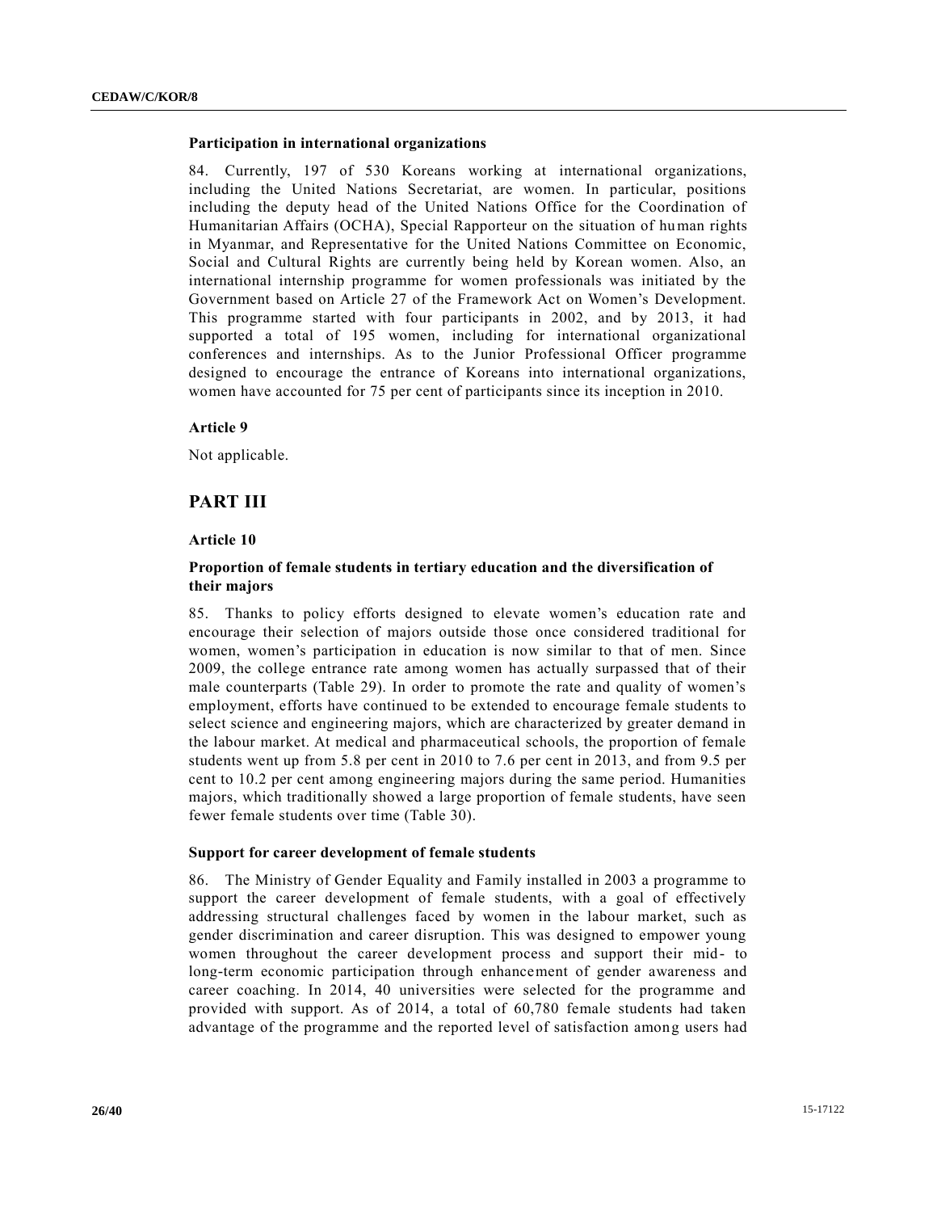### Participation in international organizations

84. Currently, 197 of 530 Koreans working at international organizations, including the United Nations Secretariat, are women. In particular, positions including the deputy head of the United Nations Office for the Coordination of Humanitarian Affairs (OCHA), Special Rapporteur on the situation of human rights in Myanmar, and Representative for the United Nations Committee on Economic, Social and Cultural Rights are currently being held by Korean women. Also, an international internship programme for women professionals was initiated by the Government based on Article 27 of the Framework Act on Women's Development. This programme started with four participants in 2002, and by 2013, it had supported a total of 195 women, including for international organizational conferences and internships. As to the Junior Professional Officer programme designed to encourage the entrance of Koreans into international organizations, women have accounted for 75 per cent of participants since its inception in 2010.

### Article 9

Not applicable.

## PART III

### Article 10

### Proportion of female students in tertiary education and the diversification of their majors

85. Thanks to policy efforts designed to elevate women's education rate and encourage their selection of majors outside those once considered traditional for women, women's participation in education is now similar to that of men. Since 2009, the college entrance rate among women has actually surpassed that of their male counterparts (Table 29). In order to promote the rate and quality of women's employment, efforts have continued to be extended to encourage female students to select science and engineering majors, which are characterized by greater demand in the labour market. At medical and pharmaceutical schools, the proportion of female students went up from 5.8 per cent in 2010 to 7.6 per cent in 2013, and from 9.5 per cent to 10.2 per cent among engineering majors during the same period. Humanities majors, which traditionally showed a large proportion of female students, have seen fewer female students over time (Table 30).

### Support for career development of female students

86. The Ministry of Gender Equality and Family installed in 2003 a programme to support the career development of female students, with a goal of effectively addressing structural challenges faced by women in the labour market, such as gender discrimination and career disruption. This was designed to empower young women throughout the career development process and support their mid- to long-term economic participation through enhancement of gender awareness and career coaching. In 2014, 40 universities were selected for the programme and provided with support. As of 2014, a total of 60,780 female students had taken advantage of the programme and the reported level of satisfaction among users had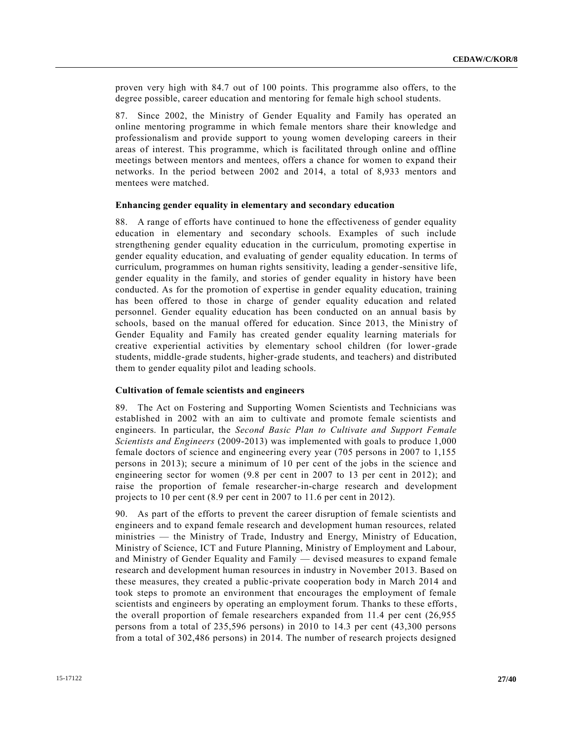proven very high with 84.7 out of 100 points. This programme also offers, to the degree possible, career education and mentoring for female high school students.

87. Since 2002, the Ministry of Gender Equality and Family has operated an online mentoring programme in which female mentors share their knowledge and professionalism and provide support to young women developing careers in their areas of interest. This programme, which is facilitated through online and offline meetings between mentors and mentees, offers a chance for women to expand their networks. In the period between 2002 and 2014, a total of 8,933 mentors and mentees were matched.

**Enhancing gender equality in elementary and secondary education**

88. A range of efforts have continued to hone the effectiveness of gender equality education in elementary and secondary schools. Examples of such include strengthening gender equality education in the curriculum, promoting expertise in gender equality education, and evaluating of gender equality education. In terms of curriculum, programmes on human rights sensitivity, leading a gender-sensitive life, gender equality in the family, and stories of gender equality in history have been conducted. As for the promotion of expertise in gender equality education, training has been offered to those in charge of gender equality education and related personnel. Gender equality education has been conducted on an annual basis by schools, based on the manual offered for education. Since 2013, the Ministry of Gender Equality and Family has created gender equality learning materials for creative experiential activities by elementary school children (for lower-grade students, middle-grade students, higher-grade students, and teachers) and distributed them to gender equality pilot and leading schools.

**Cultivation of female scientists and engineers**

89. The Act on Fostering and Supporting Women Scientists and Technicians was established in 2002 with an aim to cultivate and promote female scientists and engineers. In particular, the *Second Basic Plan to Cultivate and Support Female Scientists and Engineers* (2009-2013) was implemented with goals to produce 1,000 female doctors of science and engineering every year (705 persons in 2007 to 1,155 persons in 2013); secure a minimum of 10 per cent of the jobs in the science and engineering sector for women (9.8 per cent in 2007 to 13 per cent in 2012); and raise the proportion of female researcher-in-charge research and development projects to 10 per cent (8.9 per cent in 2007 to 11.6 per cent in 2012).

90. As part of the efforts to prevent the career disruption of female scientists and engineers and to expand female research and development human resources, related ministries — the Ministry of Trade, Industry and Energy, Ministry of Education, Ministry of Science, ICT and Future Planning, Ministry of Employment and Labour, and Ministry of Gender Equality and Family — devised measures to expand female research and development human resources in industry in November 2013. Based on these measures, they created a public-private cooperation body in March 2014 and took steps to promote an environment that encourages the employment of female scientists and engineers by operating an employment forum. Thanks to these efforts, the overall proportion of female researchers expanded from 11.4 per cent (26,955 persons from a total of 235,596 persons) in 2010 to 14.3 per cent (43,300 persons from a total of 302,486 persons) in 2014. The number of research projects designed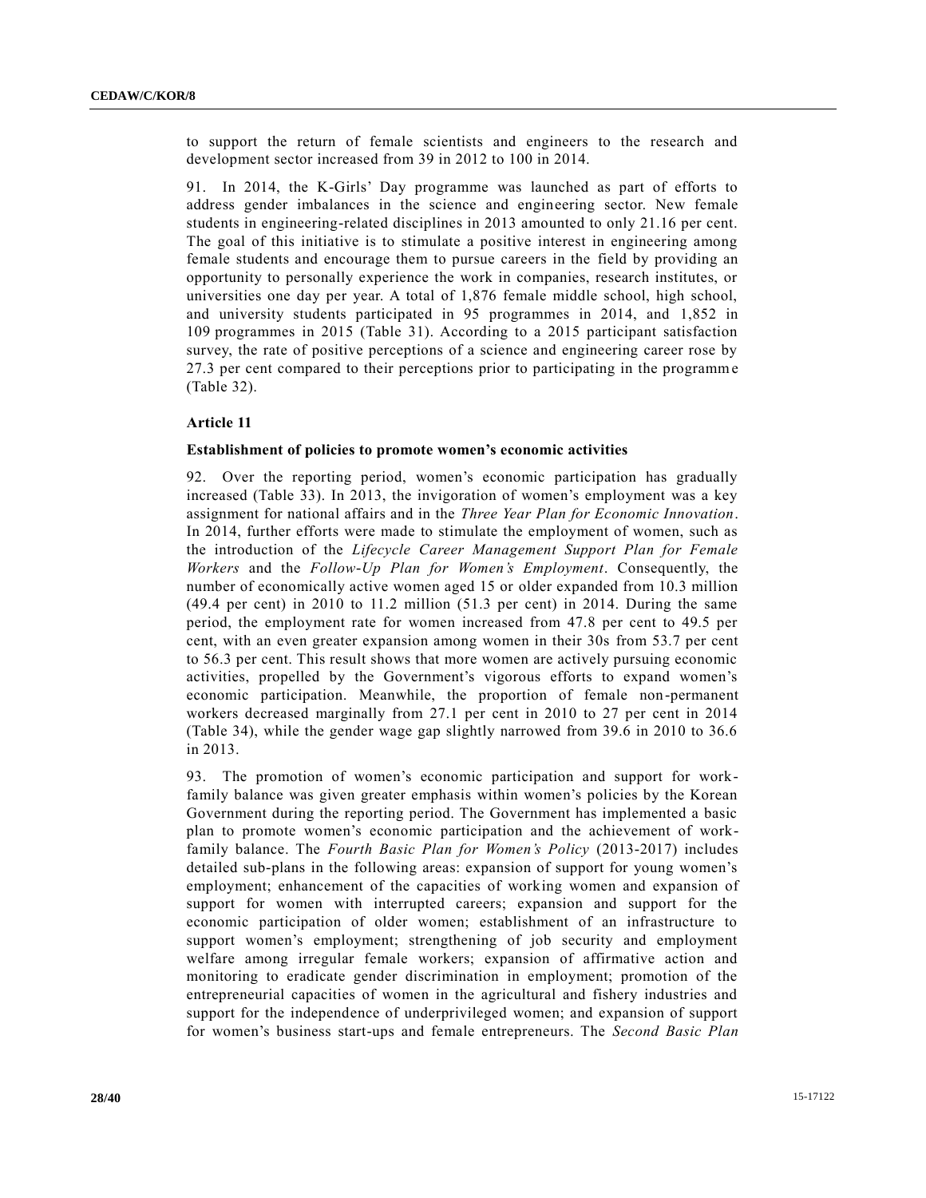to support the return of female scientists and engineers to the research and development sector increased from 39 in 2012 to 100 in 2014.

91. In 2014, the K-Girls' Day programme was launched as part of efforts to address gender imbalances in the science and engineering sector. New female students in engineering-related disciplines in 2013 amounted to only 21.16 per cent. The goal of this initiative is to stimulate a positive interest in engineering among female students and encourage them to pursue careers in the field by providing an opportunity to personally experience the work in companies, research institutes, or universities one day per year. A total of 1,876 female middle school, high school, and university students participated in 95 programmes in 2014, and 1,852 in 109 programmes in 2015 (Table 31). According to a 2015 participant satisfaction survey, the rate of positive perceptions of a science and engineering career rose by 27.3 per cent compared to their perceptions prior to participating in the programme (Table 32).

### Article 11

#### Establishment of policies to promote women's economic activities

92. Over the reporting period, women's economic participation has gradually increased (Table 33). In 2013, the invigoration of women's employment was a key assignment for national affairs and in the *Three Year Plan for Economic Innovation*. In 2014, further efforts were made to stimulate the employment of women, such as the introduction of the *Lifecycle Career Management Support Plan for Female Workers* and the *Follow-Up Plan for Women's Employment*. Consequently, the number of economically active women aged 15 or older expanded from 10.3 million (49.4 per cent) in 2010 to 11.2 million (51.3 per cent) in 2014. During the same period, the employment rate for women increased from 47.8 per cent to 49.5 per cent, with an even greater expansion among women in their 30s from 53.7 per cent to 56.3 per cent. This result shows that more women are actively pursuing economic activities, propelled by the Government's vigorous efforts to expand women's economic participation. Meanwhile, the proportion of female non-permanent workers decreased marginally from 27.1 per cent in 2010 to 27 per cent in 2014 (Table 34), while the gender wage gap slightly narrowed from 39.6 in 2010 to 36.6 in 2013.

93. The promotion of women's economic participation and support for work-family balance was given greater emphasis within women's policies by the Korean Government during the reporting period. The Government has implemented a basic plan to promote women's economic participation and the achievement of work-family balance. The *Fourth Basic Plan for Women's Policy* (2013-2017) includes detailed sub-plans in the following areas: expansion of support for young women's employment; enhancement of the capacities of working women and expansion of support for women with interrupted careers; expansion and support for the economic participation of older women; establishment of an infrastructure to support women's employment; strengthening of job security and employment welfare among irregular female workers; expansion of affirmative action and monitoring to eradicate gender discrimination in employment; promotion of the entrepreneurial capacities of women in the agricultural and fishery industries and support for the independence of underprivileged women; and expansion of support for women's business start-ups and female entrepreneurs. The *Second Basic Plan*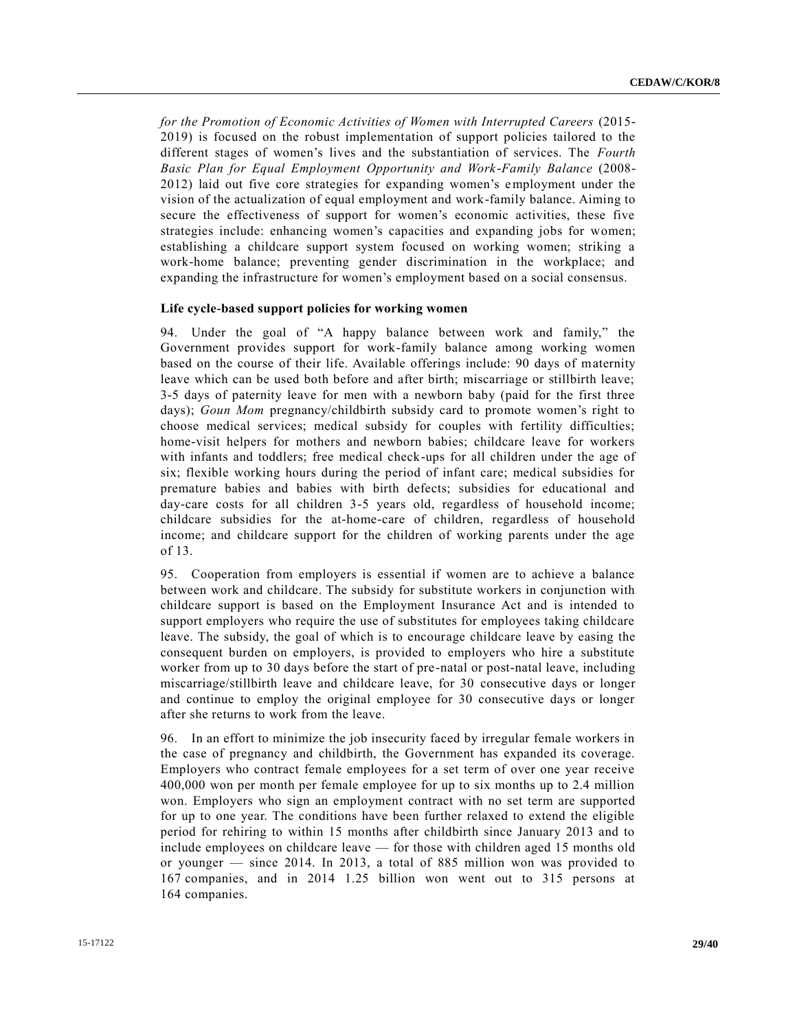*for the Promotion of Economic Activities of Women with Interrupted Careers* (2015-2019) is focused on the robust implementation of support policies tailored to the different stages of women's lives and the substantiation of services. The *Fourth Basic Plan for Equal Employment Opportunity and Work-Family Balance* (2008-2012) laid out five core strategies for expanding women's employment under the vision of the actualization of equal employment and work-family balance. Aiming to secure the effectiveness of support for women's economic activities, these five strategies include: enhancing women's capacities and expanding jobs for women; establishing a childcare support system focused on working women; striking a work-home balance; preventing gender discrimination in the workplace; and expanding the infrastructure for women's employment based on a social consensus.

**Life cycle-based support policies for working women**

94. Under the goal of "A happy balance between work and family," the Government provides support for work-family balance among working women based on the course of their life. Available offerings include: 90 days of maternity leave which can be used both before and after birth; miscarriage or stillbirth leave; 3-5 days of paternity leave for men with a newborn baby (paid for the first three days); *Goun Mom* pregnancy/childbirth subsidy card to promote women's right to choose medical services; medical subsidy for couples with fertility difficulties; home-visit helpers for mothers and newborn babies; childcare leave for workers with infants and toddlers; free medical check-ups for all children under the age of six; flexible working hours during the period of infant care; medical subsidies for premature babies and babies with birth defects; subsidies for educational and day-care costs for all children 3-5 years old, regardless of household income; childcare subsidies for the at-home-care of children, regardless of household income; and childcare support for the children of working parents under the age of 13.

95. Cooperation from employers is essential if women are to achieve a balance between work and childcare. The subsidy for substitute workers in conjunction with childcare support is based on the Employment Insurance Act and is intended to support employers who require the use of substitutes for employees taking childcare leave. The subsidy, the goal of which is to encourage childcare leave by easing the consequent burden on employers, is provided to employers who hire a substitute worker from up to 30 days before the start of pre-natal or post-natal leave, including miscarriage/stillbirth leave and childcare leave, for 30 consecutive days or longer and continue to employ the original employee for 30 consecutive days or longer after she returns to work from the leave.

96. In an effort to minimize the job insecurity faced by irregular female workers in the case of pregnancy and childbirth, the Government has expanded its coverage. Employers who contract female employees for a set term of over one year receive 400,000 won per month per female employee for up to six months up to 2.4 million won. Employers who sign an employment contract with no set term are supported for up to one year. The conditions have been further relaxed to extend the eligible period for rehiring to within 15 months after childbirth since January 2013 and to include employees on childcare leave — for those with children aged 15 months old or younger — since 2014. In 2013, a total of 885 million won was provided to 167 companies, and in 2014 1.25 billion won went out to 315 persons at 164 companies.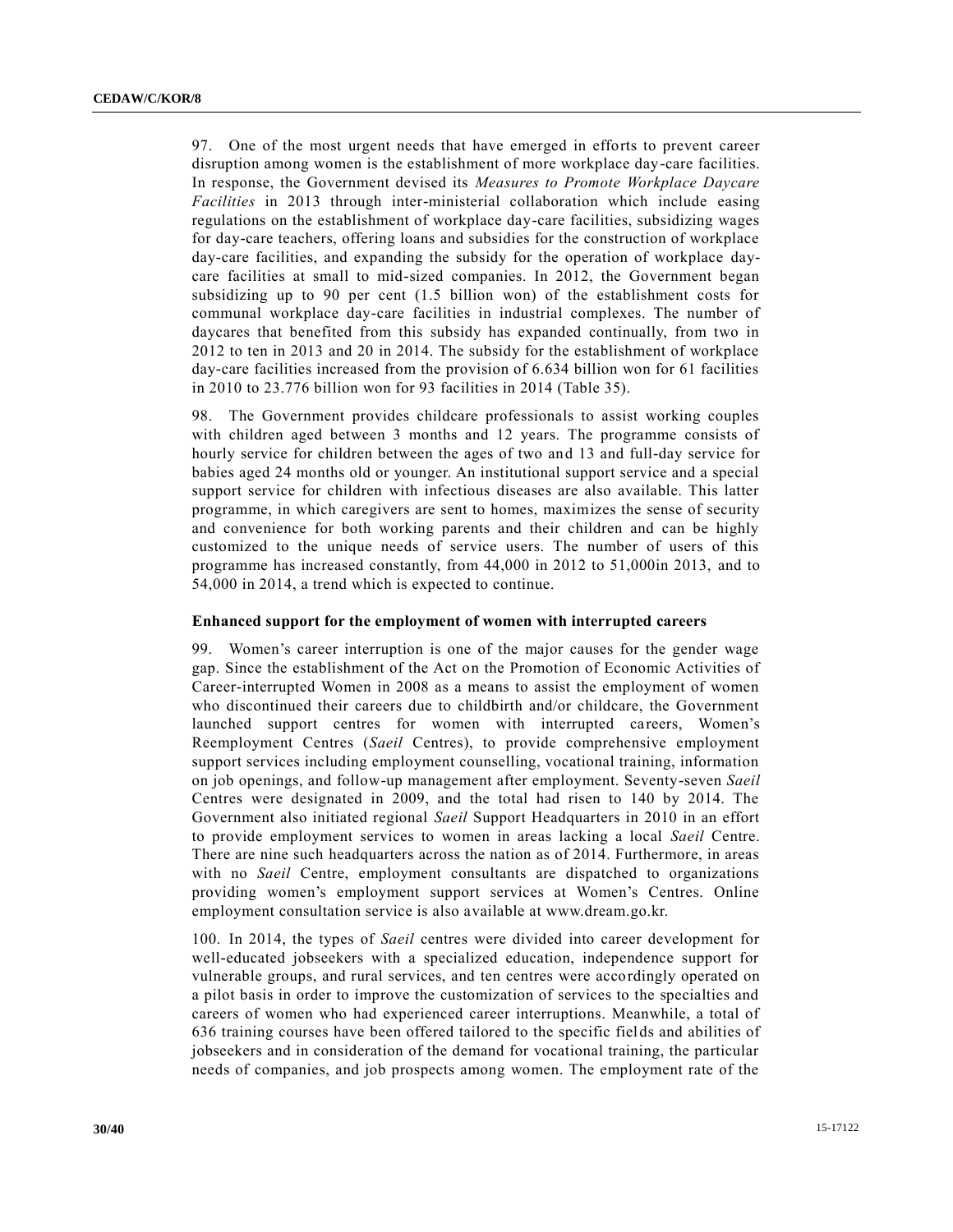97. One of the most urgent needs that have emerged in efforts to prevent career disruption among women is the establishment of more workplace day-care facilities. In response, the Government devised its *Measures to Promote Workplace Daycare Facilities* in 2013 through inter-ministerial collaboration which include easing regulations on the establishment of workplace day-care facilities, subsidizing wages for day-care teachers, offering loans and subsidies for the construction of workplace day-care facilities, and expanding the subsidy for the operation of workplace day-care facilities at small to mid-sized companies. In 2012, the Government began subsidizing up to 90 per cent (1.5 billion won) of the establishment costs for communal workplace day-care facilities in industrial complexes. The number of daycares that benefited from this subsidy has expanded continually, from two in 2012 to ten in 2013 and 20 in 2014. The subsidy for the establishment of workplace day-care facilities increased from the provision of 6.634 billion won for 61 facilities in 2010 to 23.776 billion won for 93 facilities in 2014 (Table 35).

98. The Government provides childcare professionals to assist working couples with children aged between 3 months and 12 years. The programme consists of hourly service for children between the ages of two and 13 and full-day service for babies aged 24 months old or younger. An institutional support service and a special support service for children with infectious diseases are also available. This latter programme, in which caregivers are sent to homes, maximizes the sense of security and convenience for both working parents and their children and can be highly customized to the unique needs of service users. The number of users of this programme has increased constantly, from 44,000 in 2012 to 51,000in 2013, and to 54,000 in 2014, a trend which is expected to continue.

**Enhanced support for the employment of women with interrupted careers**

99. Women's career interruption is one of the major causes for the gender wage gap. Since the establishment of the Act on the Promotion of Economic Activities of Career-interrupted Women in 2008 as a means to assist the employment of women who discontinued their careers due to childbirth and/or childcare, the Government launched support centres for women with interrupted careers, Women's Reemployment Centres (*Saeil* Centres), to provide comprehensive employment support services including employment counselling, vocational training, information on job openings, and follow-up management after employment. Seventy-seven *Saeil* Centres were designated in 2009, and the total had risen to 140 by 2014. The Government also initiated regional *Saeil* Support Headquarters in 2010 in an effort to provide employment services to women in areas lacking a local *Saeil* Centre. There are nine such headquarters across the nation as of 2014. Furthermore, in areas with no *Saeil* Centre, employment consultants are dispatched to organizations providing women's employment support services at Women's Centres. Online employment consultation service is also available at www.dream.go.kr.

100. In 2014, the types of *Saeil* centres were divided into career development for well-educated jobseekers with a specialized education, independence support for vulnerable groups, and rural services, and ten centres were accordingly operated on a pilot basis in order to improve the customization of services to the specialties and careers of women who had experienced career interruptions. Meanwhile, a total of 636 training courses have been offered tailored to the specific fields and abilities of jobseekers and in consideration of the demand for vocational training, the particular needs of companies, and job prospects among women. The employment rate of the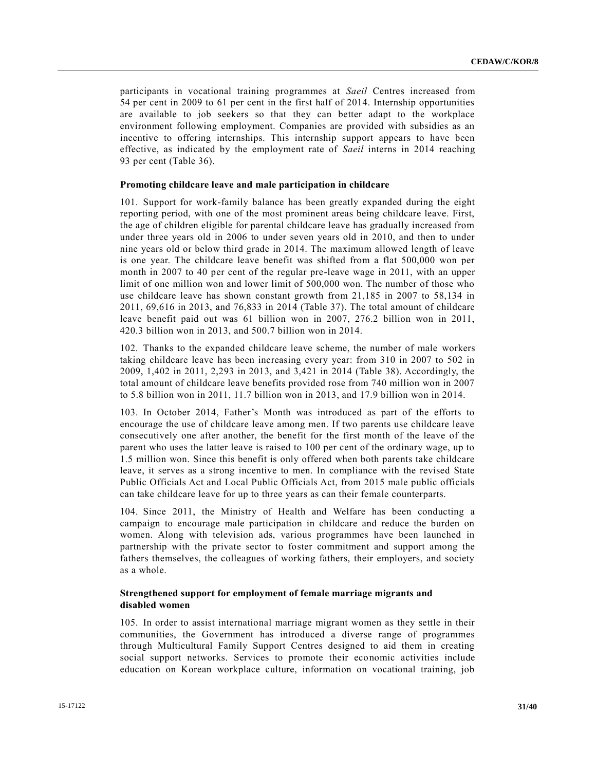participants in vocational training programmes at *Saeil* Centres increased from 54 per cent in 2009 to 61 per cent in the first half of 2014. Internship opportunities are available to job seekers so that they can better adapt to the workplace environment following employment. Companies are provided with subsidies as an incentive to offering internships. This internship support appears to have been effective, as indicated by the employment rate of *Saeil* interns in 2014 reaching 93 per cent (Table 36).

**Promoting childcare leave and male participation in childcare**

101. Support for work-family balance has been greatly expanded during the eight reporting period, with one of the most prominent areas being childcare leave. First, the age of children eligible for parental childcare leave has gradually increased from under three years old in 2006 to under seven years old in 2010, and then to under nine years old or below third grade in 2014. The maximum allowed length of leave is one year. The childcare leave benefit was shifted from a flat 500,000 won per month in 2007 to 40 per cent of the regular pre-leave wage in 2011, with an upper limit of one million won and lower limit of 500,000 won. The number of those who use childcare leave has shown constant growth from 21,185 in 2007 to 58,134 in 2011, 69,616 in 2013, and 76,833 in 2014 (Table 37). The total amount of childcare leave benefit paid out was 61 billion won in 2007, 276.2 billion won in 2011, 420.3 billion won in 2013, and 500.7 billion won in 2014.

102. Thanks to the expanded childcare leave scheme, the number of male workers taking childcare leave has been increasing every year: from 310 in 2007 to 502 in 2009, 1,402 in 2011, 2,293 in 2013, and 3,421 in 2014 (Table 38). Accordingly, the total amount of childcare leave benefits provided rose from 740 million won in 2007 to 5.8 billion won in 2011, 11.7 billion won in 2013, and 17.9 billion won in 2014.

103. In October 2014, Father's Month was introduced as part of the efforts to encourage the use of childcare leave among men. If two parents use childcare leave consecutively one after another, the benefit for the first month of the leave of the parent who uses the latter leave is raised to 100 per cent of the ordinary wage, up to 1.5 million won. Since this benefit is only offered when both parents take childcare leave, it serves as a strong incentive to men. In compliance with the revised State Public Officials Act and Local Public Officials Act, from 2015 male public officials can take childcare leave for up to three years as can their female counterparts.

104. Since 2011, the Ministry of Health and Welfare has been conducting a campaign to encourage male participation in childcare and reduce the burden on women. Along with television ads, various programmes have been launched in partnership with the private sector to foster commitment and support among the fathers themselves, the colleagues of working fathers, their employers, and society as a whole.

**Strengthened support for employment of female marriage migrants and disabled women**

105. In order to assist international marriage migrant women as they settle in their communities, the Government has introduced a diverse range of programmes through Multicultural Family Support Centres designed to aid them in creating social support networks. Services to promote their economic activities include education on Korean workplace culture, information on vocational training, job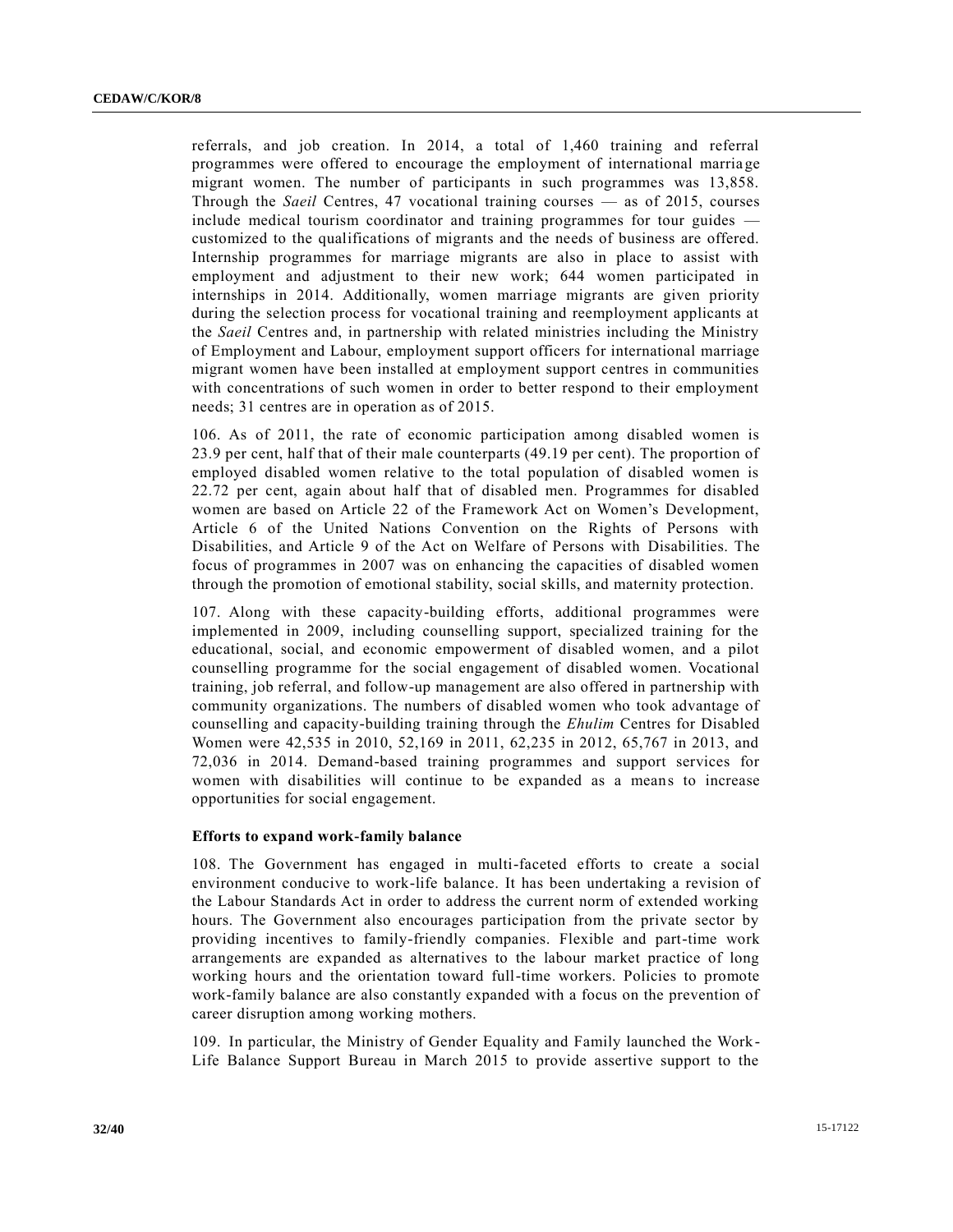referrals, and job creation. In 2014, a total of 1,460 training and referral programmes were offered to encourage the employment of international marriage migrant women. The number of participants in such programmes was 13,858. Through the *Saeil* Centres, 47 vocational training courses — as of 2015, courses include medical tourism coordinator and training programmes for tour guides — customized to the qualifications of migrants and the needs of business are offered. Internship programmes for marriage migrants are also in place to assist with employment and adjustment to their new work; 644 women participated in internships in 2014. Additionally, women marriage migrants are given priority during the selection process for vocational training and reemployment applicants at the *Saeil* Centres and, in partnership with related ministries including the Ministry of Employment and Labour, employment support officers for international marriage migrant women have been installed at employment support centres in communities with concentrations of such women in order to better respond to their employment needs; 31 centres are in operation as of 2015.

106. As of 2011, the rate of economic participation among disabled women is 23.9 per cent, half that of their male counterparts (49.19 per cent). The proportion of employed disabled women relative to the total population of disabled women is 22.72 per cent, again about half that of disabled men. Programmes for disabled women are based on Article 22 of the Framework Act on Women's Development, Article 6 of the United Nations Convention on the Rights of Persons with Disabilities, and Article 9 of the Act on Welfare of Persons with Disabilities. The focus of programmes in 2007 was on enhancing the capacities of disabled women through the promotion of emotional stability, social skills, and maternity protection.

107. Along with these capacity-building efforts, additional programmes were implemented in 2009, including counselling support, specialized training for the educational, social, and economic empowerment of disabled women, and a pilot counselling programme for the social engagement of disabled women. Vocational training, job referral, and follow-up management are also offered in partnership with community organizations. The numbers of disabled women who took advantage of counselling and capacity-building training through the *Ehulim* Centres for Disabled Women were 42,535 in 2010, 52,169 in 2011, 62,235 in 2012, 65,767 in 2013, and 72,036 in 2014. Demand-based training programmes and support services for women with disabilities will continue to be expanded as a means to increase opportunities for social engagement.

**Efforts to expand work-family balance**

108. The Government has engaged in multi-faceted efforts to create a social environment conducive to work-life balance. It has been undertaking a revision of the Labour Standards Act in order to address the current norm of extended working hours. The Government also encourages participation from the private sector by providing incentives to family-friendly companies. Flexible and part-time work arrangements are expanded as alternatives to the labour market practice of long working hours and the orientation toward full-time workers. Policies to promote work-family balance are also constantly expanded with a focus on the prevention of career disruption among working mothers.

109. In particular, the Ministry of Gender Equality and Family launched the Work-Life Balance Support Bureau in March 2015 to provide assertive support to the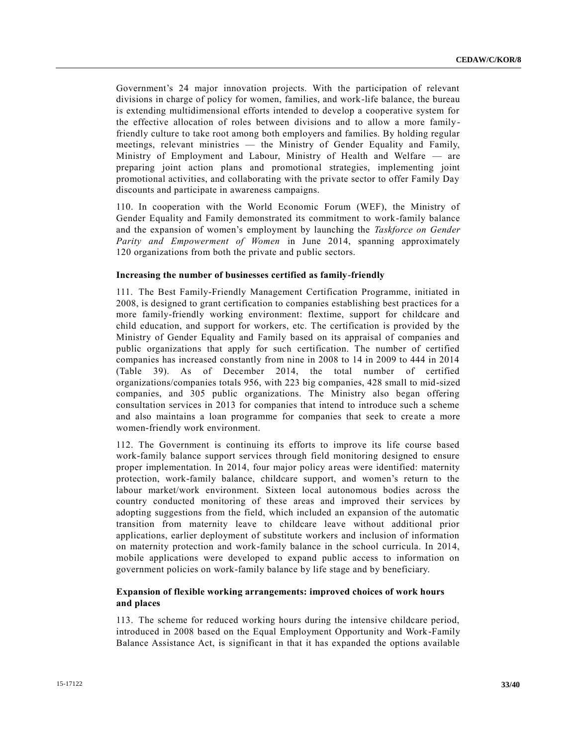Government's 24 major innovation projects. With the participation of relevant divisions in charge of policy for women, families, and work-life balance, the bureau is extending multidimensional efforts intended to develop a cooperative system for the effective allocation of roles between divisions and to allow a more family-friendly culture to take root among both employers and families. By holding regular meetings, relevant ministries — the Ministry of Gender Equality and Family, Ministry of Employment and Labour, Ministry of Health and Welfare — are preparing joint action plans and promotional strategies, implementing joint promotional activities, and collaborating with the private sector to offer Family Day discounts and participate in awareness campaigns.

110. In cooperation with the World Economic Forum (WEF), the Ministry of Gender Equality and Family demonstrated its commitment to work-family balance and the expansion of women's employment by launching the *Taskforce on Gender Parity and Empowerment of Women* in June 2014, spanning approximately 120 organizations from both the private and public sectors.

**Increasing the number of businesses certified as family-friendly**

111. The Best Family-Friendly Management Certification Programme, initiated in 2008, is designed to grant certification to companies establishing best practices for a more family-friendly working environment: flextime, support for childcare and child education, and support for workers, etc. The certification is provided by the Ministry of Gender Equality and Family based on its appraisal of companies and public organizations that apply for such certification. The number of certified companies has increased constantly from nine in 2008 to 14 in 2009 to 444 in 2014 (Table 39). As of December 2014, the total number of certified organizations/companies totals 956, with 223 big companies, 428 small to mid-sized companies, and 305 public organizations. The Ministry also began offering consultation services in 2013 for companies that intend to introduce such a scheme and also maintains a loan programme for companies that seek to create a more women-friendly work environment.

112. The Government is continuing its efforts to improve its life course based work-family balance support services through field monitoring designed to ensure proper implementation. In 2014, four major policy areas were identified: maternity protection, work-family balance, childcare support, and women's return to the labour market/work environment. Sixteen local autonomous bodies across the country conducted monitoring of these areas and improved their services by adopting suggestions from the field, which included an expansion of the automatic transition from maternity leave to childcare leave without additional prior applications, earlier deployment of substitute workers and inclusion of information on maternity protection and work-family balance in the school curricula. In 2014, mobile applications were developed to expand public access to information on government policies on work-family balance by life stage and by beneficiary.

**Expansion of flexible working arrangements: improved choices of work hours and places**

113. The scheme for reduced working hours during the intensive childcare period, introduced in 2008 based on the Equal Employment Opportunity and Work-Family Balance Assistance Act, is significant in that it has expanded the options available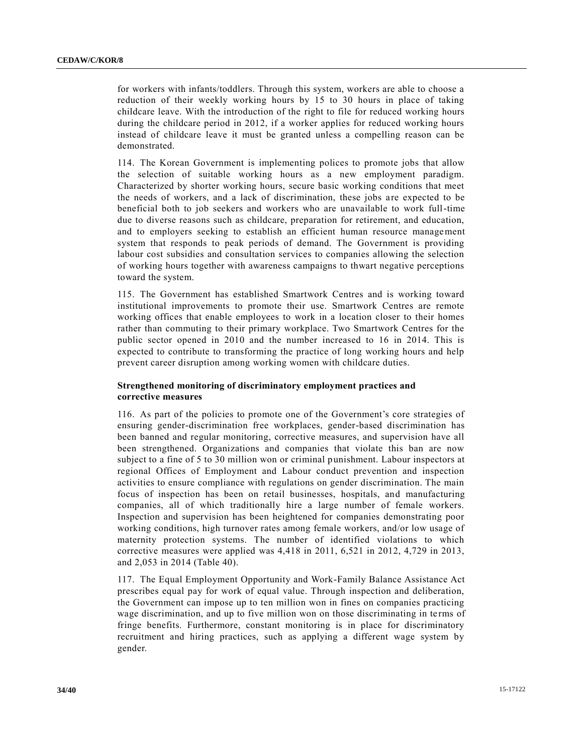for workers with infants/toddlers. Through this system, workers are able to choose a reduction of their weekly working hours by 15 to 30 hours in place of taking childcare leave. With the introduction of the right to file for reduced working hours during the childcare period in 2012, if a worker applies for reduced working hours instead of childcare leave it must be granted unless a compelling reason can be demonstrated.

114. The Korean Government is implementing polices to promote jobs that allow the selection of suitable working hours as a new employment paradigm. Characterized by shorter working hours, secure basic working conditions that meet the needs of workers, and a lack of discrimination, these jobs are expected to be beneficial both to job seekers and workers who are unavailable to work full-time due to diverse reasons such as childcare, preparation for retirement, and education, and to employers seeking to establish an efficient human resource management system that responds to peak periods of demand. The Government is providing labour cost subsidies and consultation services to companies allowing the selection of working hours together with awareness campaigns to thwart negative perceptions toward the system.

115. The Government has established Smartwork Centres and is working toward institutional improvements to promote their use. Smartwork Centres are remote working offices that enable employees to work in a location closer to their homes rather than commuting to their primary workplace. Two Smartwork Centres for the public sector opened in 2010 and the number increased to 16 in 2014. This is expected to contribute to transforming the practice of long working hours and help prevent career disruption among working women with childcare duties.

**Strengthened monitoring of discriminatory employment practices and corrective measures**

116. As part of the policies to promote one of the Government's core strategies of ensuring gender-discrimination free workplaces, gender-based discrimination has been banned and regular monitoring, corrective measures, and supervision have all been strengthened. Organizations and companies that violate this ban are now subject to a fine of 5 to 30 million won or criminal punishment. Labour inspectors at regional Offices of Employment and Labour conduct prevention and inspection activities to ensure compliance with regulations on gender discrimination. The main focus of inspection has been on retail businesses, hospitals, and manufacturing companies, all of which traditionally hire a large number of female workers. Inspection and supervision has been heightened for companies demonstrating poor working conditions, high turnover rates among female workers, and/or low usage of maternity protection systems. The number of identified violations to which corrective measures were applied was 4,418 in 2011, 6,521 in 2012, 4,729 in 2013, and 2,053 in 2014 (Table 40).

117. The Equal Employment Opportunity and Work-Family Balance Assistance Act prescribes equal pay for work of equal value. Through inspection and deliberation, the Government can impose up to ten million won in fines on companies practicing wage discrimination, and up to five million won on those discriminating in terms of fringe benefits. Furthermore, constant monitoring is in place for discriminatory recruitment and hiring practices, such as applying a different wage system by gender.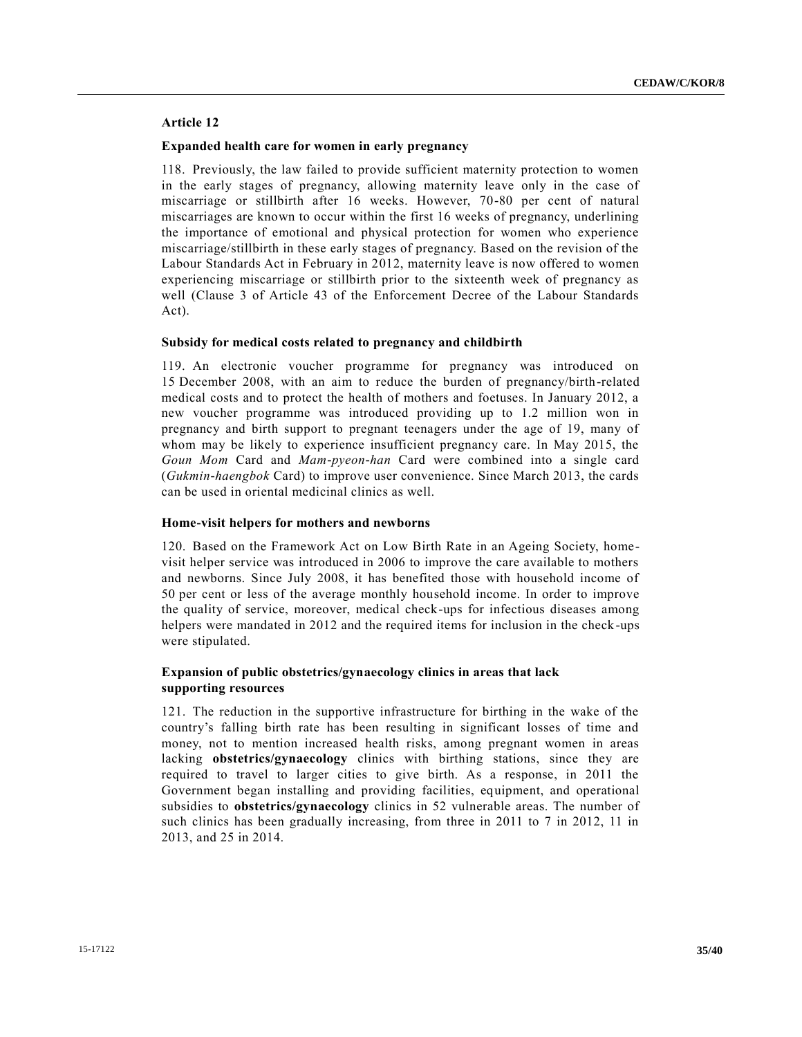## Article 12

### Expanded health care for women in early pregnancy

118. Previously, the law failed to provide sufficient maternity protection to women in the early stages of pregnancy, allowing maternity leave only in the case of miscarriage or stillbirth after 16 weeks. However, 70-80 per cent of natural miscarriages are known to occur within the first 16 weeks of pregnancy, underlining the importance of emotional and physical protection for women who experience miscarriage/stillbirth in these early stages of pregnancy. Based on the revision of the Labour Standards Act in February in 2012, maternity leave is now offered to women experiencing miscarriage or stillbirth prior to the sixteenth week of pregnancy as well (Clause 3 of Article 43 of the Enforcement Decree of the Labour Standards Act).

### Subsidy for medical costs related to pregnancy and childbirth

119. An electronic voucher programme for pregnancy was introduced on 15 December 2008, with an aim to reduce the burden of pregnancy/birth-related medical costs and to protect the health of mothers and foetuses. In January 2012, a new voucher programme was introduced providing up to 1.2 million won in pregnancy and birth support to pregnant teenagers under the age of 19, many of whom may be likely to experience insufficient pregnancy care. In May 2015, the *Goun Mom* Card and *Mam-pyeon-han* Card were combined into a single card (*Gukmin-haengbok* Card) to improve user convenience. Since March 2013, the cards can be used in oriental medicinal clinics as well.

### Home-visit helpers for mothers and newborns

120. Based on the Framework Act on Low Birth Rate in an Ageing Society, home-visit helper service was introduced in 2006 to improve the care available to mothers and newborns. Since July 2008, it has benefited those with household income of 50 per cent or less of the average monthly household income. In order to improve the quality of service, moreover, medical check-ups for infectious diseases among helpers were mandated in 2012 and the required items for inclusion in the check-ups were stipulated.

### Expansion of public obstetrics/gynaecology clinics in areas that lack supporting resources

121. The reduction in the supportive infrastructure for birthing in the wake of the country's falling birth rate has been resulting in significant losses of time and money, not to mention increased health risks, among pregnant women in areas lacking **obstetrics/gynaecology** clinics with birthing stations, since they are required to travel to larger cities to give birth. As a response, in 2011 the Government began installing and providing facilities, equipment, and operational subsidies to **obstetrics/gynaecology** clinics in 52 vulnerable areas. The number of such clinics has been gradually increasing, from three in 2011 to 7 in 2012, 11 in 2013, and 25 in 2014.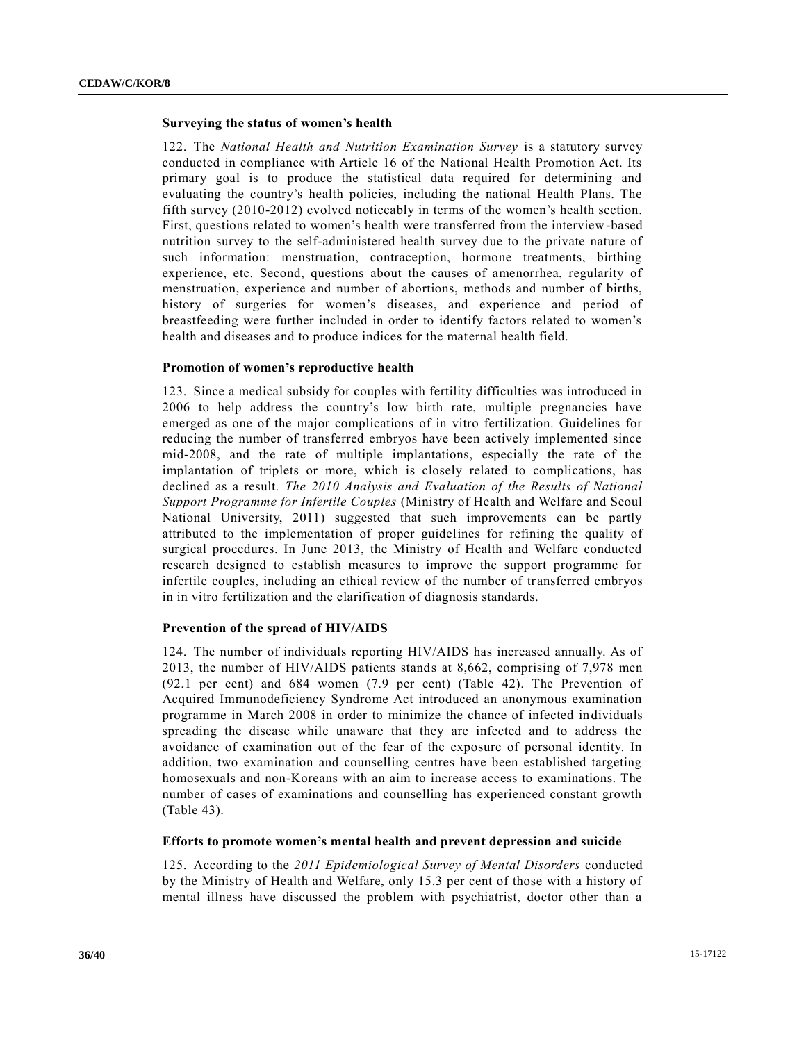### Surveying the status of women's health

122. The *National Health and Nutrition Examination Survey* is a statutory survey conducted in compliance with Article 16 of the National Health Promotion Act. Its primary goal is to produce the statistical data required for determining and evaluating the country's health policies, including the national Health Plans. The fifth survey (2010-2012) evolved noticeably in terms of the women's health section. First, questions related to women's health were transferred from the interview-based nutrition survey to the self-administered health survey due to the private nature of such information: menstruation, contraception, hormone treatments, birthing experience, etc. Second, questions about the causes of amenorrhea, regularity of menstruation, experience and number of abortions, methods and number of births, history of surgeries for women's diseases, and experience and period of breastfeeding were further included in order to identify factors related to women's health and diseases and to produce indices for the maternal health field.

### Promotion of women's reproductive health

123. Since a medical subsidy for couples with fertility difficulties was introduced in 2006 to help address the country's low birth rate, multiple pregnancies have emerged as one of the major complications of in vitro fertilization. Guidelines for reducing the number of transferred embryos have been actively implemented since mid-2008, and the rate of multiple implantations, especially the rate of the implantation of triplets or more, which is closely related to complications, has declined as a result. *The 2010 Analysis and Evaluation of the Results of National Support Programme for Infertile Couples* (Ministry of Health and Welfare and Seoul National University, 2011) suggested that such improvements can be partly attributed to the implementation of proper guidelines for refining the quality of surgical procedures. In June 2013, the Ministry of Health and Welfare conducted research designed to establish measures to improve the support programme for infertile couples, including an ethical review of the number of transferred embryos in in vitro fertilization and the clarification of diagnosis standards.

### Prevention of the spread of HIV/AIDS

124. The number of individuals reporting HIV/AIDS has increased annually. As of 2013, the number of HIV/AIDS patients stands at 8,662, comprising of 7,978 men (92.1 per cent) and 684 women (7.9 per cent) (Table 42). The Prevention of Acquired Immunodeficiency Syndrome Act introduced an anonymous examination programme in March 2008 in order to minimize the chance of infected individuals spreading the disease while unaware that they are infected and to address the avoidance of examination out of the fear of the exposure of personal identity. In addition, two examination and counselling centres have been established targeting homosexuals and non-Koreans with an aim to increase access to examinations. The number of cases of examinations and counselling has experienced constant growth (Table 43).

### Efforts to promote women's mental health and prevent depression and suicide

125. According to the *2011 Epidemiological Survey of Mental Disorders* conducted by the Ministry of Health and Welfare, only 15.3 per cent of those with a history of mental illness have discussed the problem with psychiatrist, doctor other than a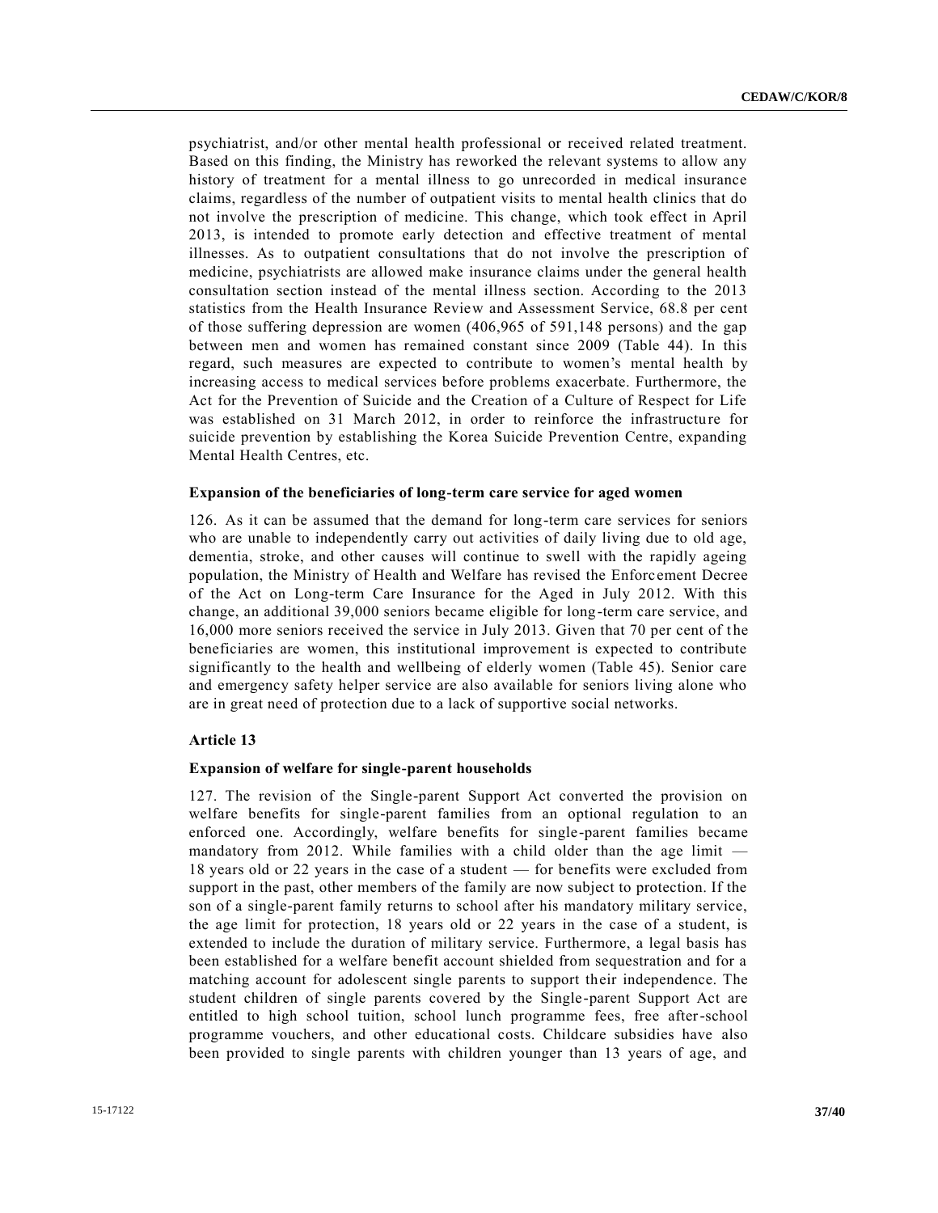psychiatrist, and/or other mental health professional or received related treatment. Based on this finding, the Ministry has reworked the relevant systems to allow any history of treatment for a mental illness to go unrecorded in medical insurance claims, regardless of the number of outpatient visits to mental health clinics that do not involve the prescription of medicine. This change, which took effect in April 2013, is intended to promote early detection and effective treatment of mental illnesses. As to outpatient consultations that do not involve the prescription of medicine, psychiatrists are allowed make insurance claims under the general health consultation section instead of the mental illness section. According to the 2013 statistics from the Health Insurance Review and Assessment Service, 68.8 per cent of those suffering depression are women (406,965 of 591,148 persons) and the gap between men and women has remained constant since 2009 (Table 44). In this regard, such measures are expected to contribute to women's mental health by increasing access to medical services before problems exacerbate. Furthermore, the Act for the Prevention of Suicide and the Creation of a Culture of Respect for Life was established on 31 March 2012, in order to reinforce the infrastructure for suicide prevention by establishing the Korea Suicide Prevention Centre, expanding Mental Health Centres, etc.

**Expansion of the beneficiaries of long-term care service for aged women**

126. As it can be assumed that the demand for long-term care services for seniors who are unable to independently carry out activities of daily living due to old age, dementia, stroke, and other causes will continue to swell with the rapidly ageing population, the Ministry of Health and Welfare has revised the Enforcement Decree of the Act on Long-term Care Insurance for the Aged in July 2012. With this change, an additional 39,000 seniors became eligible for long-term care service, and 16,000 more seniors received the service in July 2013. Given that 70 per cent of the beneficiaries are women, this institutional improvement is expected to contribute significantly to the health and wellbeing of elderly women (Table 45). Senior care and emergency safety helper service are also available for seniors living alone who are in great need of protection due to a lack of supportive social networks.

**Article 13**

**Expansion of welfare for single-parent households**

127. The revision of the Single-parent Support Act converted the provision on welfare benefits for single-parent families from an optional regulation to an enforced one. Accordingly, welfare benefits for single-parent families became mandatory from 2012. While families with a child older than the age limit — 18 years old or 22 years in the case of a student — for benefits were excluded from support in the past, other members of the family are now subject to protection. If the son of a single-parent family returns to school after his mandatory military service, the age limit for protection, 18 years old or 22 years in the case of a student, is extended to include the duration of military service. Furthermore, a legal basis has been established for a welfare benefit account shielded from sequestration and for a matching account for adolescent single parents to support their independence. The student children of single parents covered by the Single-parent Support Act are entitled to high school tuition, school lunch programme fees, free after-school programme vouchers, and other educational costs. Childcare subsidies have also been provided to single parents with children younger than 13 years of age, and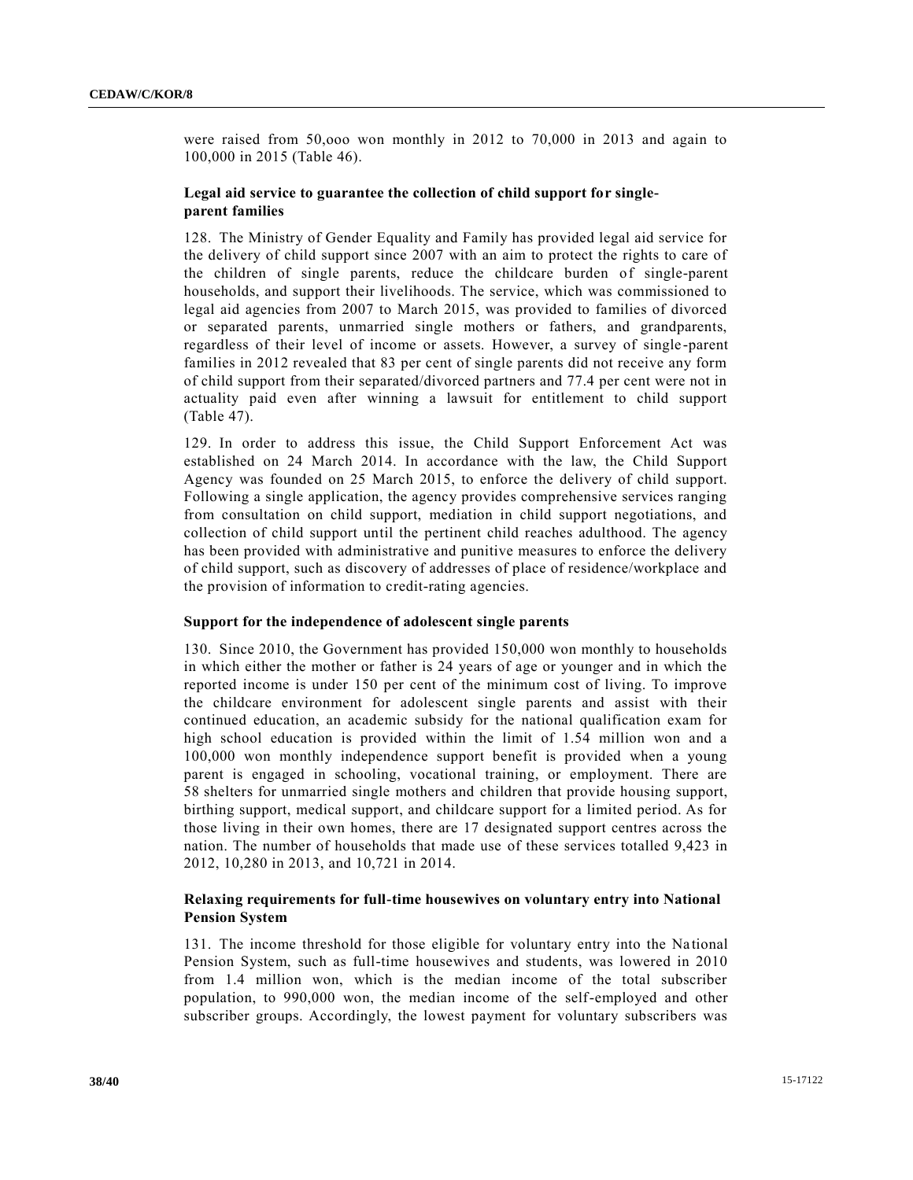were raised from 50,ooo won monthly in 2012 to 70,000 in 2013 and again to 100,000 in 2015 (Table 46).

### Legal aid service to guarantee the collection of child support for single-parent families

128. The Ministry of Gender Equality and Family has provided legal aid service for the delivery of child support since 2007 with an aim to protect the rights to care of the children of single parents, reduce the childcare burden of single-parent households, and support their livelihoods. The service, which was commissioned to legal aid agencies from 2007 to March 2015, was provided to families of divorced or separated parents, unmarried single mothers or fathers, and grandparents, regardless of their level of income or assets. However, a survey of single-parent families in 2012 revealed that 83 per cent of single parents did not receive any form of child support from their separated/divorced partners and 77.4 per cent were not in actuality paid even after winning a lawsuit for entitlement to child support (Table 47).

129. In order to address this issue, the Child Support Enforcement Act was established on 24 March 2014. In accordance with the law, the Child Support Agency was founded on 25 March 2015, to enforce the delivery of child support. Following a single application, the agency provides comprehensive services ranging from consultation on child support, mediation in child support negotiations, and collection of child support until the pertinent child reaches adulthood. The agency has been provided with administrative and punitive measures to enforce the delivery of child support, such as discovery of addresses of place of residence/workplace and the provision of information to credit-rating agencies.

### Support for the independence of adolescent single parents

130. Since 2010, the Government has provided 150,000 won monthly to households in which either the mother or father is 24 years of age or younger and in which the reported income is under 150 per cent of the minimum cost of living. To improve the childcare environment for adolescent single parents and assist with their continued education, an academic subsidy for the national qualification exam for high school education is provided within the limit of 1.54 million won and a 100,000 won monthly independence support benefit is provided when a young parent is engaged in schooling, vocational training, or employment. There are 58 shelters for unmarried single mothers and children that provide housing support, birthing support, medical support, and childcare support for a limited period. As for those living in their own homes, there are 17 designated support centres across the nation. The number of households that made use of these services totalled 9,423 in 2012, 10,280 in 2013, and 10,721 in 2014.

### Relaxing requirements for full-time housewives on voluntary entry into National Pension System

131. The income threshold for those eligible for voluntary entry into the National Pension System, such as full-time housewives and students, was lowered in 2010 from 1.4 million won, which is the median income of the total subscriber population, to 990,000 won, the median income of the self-employed and other subscriber groups. Accordingly, the lowest payment for voluntary subscribers was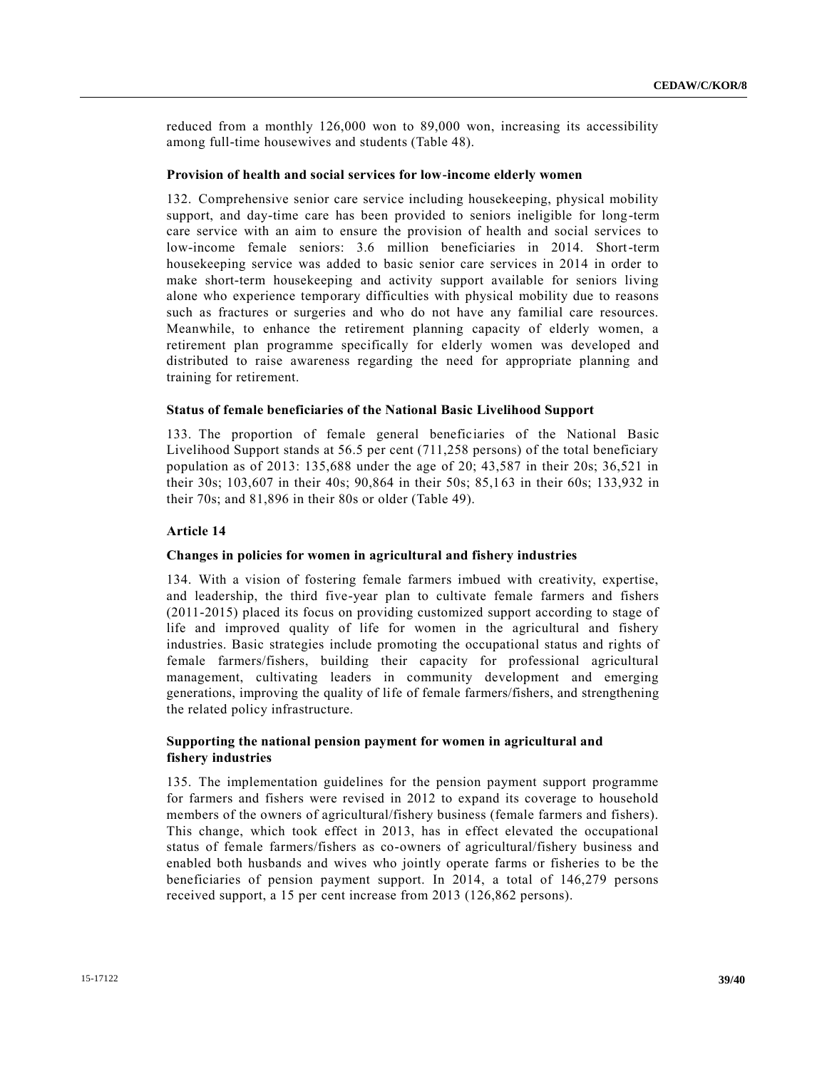reduced from a monthly 126,000 won to 89,000 won, increasing its accessibility among full-time housewives and students (Table 48).

### Provision of health and social services for low-income elderly women

132. Comprehensive senior care service including housekeeping, physical mobility support, and day-time care has been provided to seniors ineligible for long-term care service with an aim to ensure the provision of health and social services to low-income female seniors: 3.6 million beneficiaries in 2014. Short-term housekeeping service was added to basic senior care services in 2014 in order to make short-term housekeeping and activity support available for seniors living alone who experience temporary difficulties with physical mobility due to reasons such as fractures or surgeries and who do not have any familial care resources. Meanwhile, to enhance the retirement planning capacity of elderly women, a retirement plan programme specifically for elderly women was developed and distributed to raise awareness regarding the need for appropriate planning and training for retirement.

### Status of female beneficiaries of the National Basic Livelihood Support

133. The proportion of female general beneficiaries of the National Basic Livelihood Support stands at 56.5 per cent (711,258 persons) of the total beneficiary population as of 2013: 135,688 under the age of 20; 43,587 in their 20s; 36,521 in their 30s; 103,607 in their 40s; 90,864 in their 50s; 85,163 in their 60s; 133,932 in their 70s; and 81,896 in their 80s or older (Table 49).

## Article 14

### Changes in policies for women in agricultural and fishery industries

134. With a vision of fostering female farmers imbued with creativity, expertise, and leadership, the third five-year plan to cultivate female farmers and fishers (2011-2015) placed its focus on providing customized support according to stage of life and improved quality of life for women in the agricultural and fishery industries. Basic strategies include promoting the occupational status and rights of female farmers/fishers, building their capacity for professional agricultural management, cultivating leaders in community development and emerging generations, improving the quality of life of female farmers/fishers, and strengthening the related policy infrastructure.

### Supporting the national pension payment for women in agricultural and fishery industries

135. The implementation guidelines for the pension payment support programme for farmers and fishers were revised in 2012 to expand its coverage to household members of the owners of agricultural/fishery business (female farmers and fishers). This change, which took effect in 2013, has in effect elevated the occupational status of female farmers/fishers as co-owners of agricultural/fishery business and enabled both husbands and wives who jointly operate farms or fisheries to be the beneficiaries of pension payment support. In 2014, a total of 146,279 persons received support, a 15 per cent increase from 2013 (126,862 persons).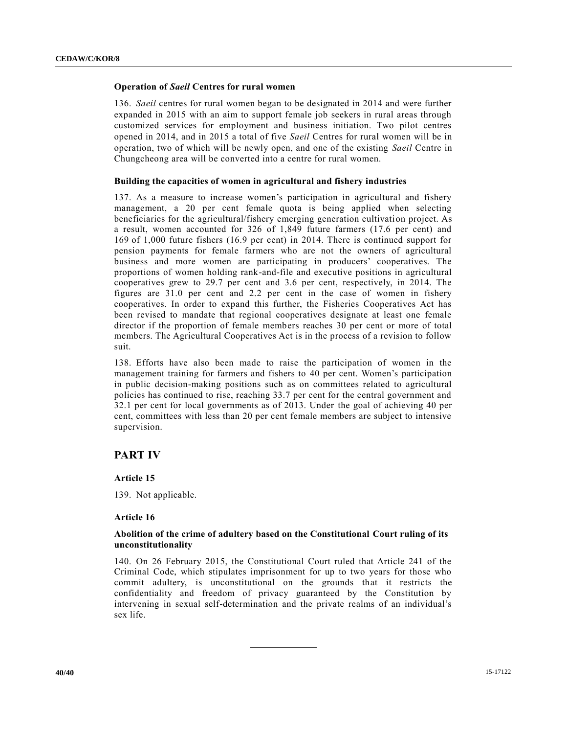### Operation of *Saeil* Centres for rural women

136. *Saeil* centres for rural women began to be designated in 2014 and were further expanded in 2015 with an aim to support female job seekers in rural areas through customized services for employment and business initiation. Two pilot centres opened in 2014, and in 2015 a total of five *Saeil* Centres for rural women will be in operation, two of which will be newly open, and one of the existing *Saeil* Centre in Chungcheong area will be converted into a centre for rural women.

### Building the capacities of women in agricultural and fishery industries

137. As a measure to increase women's participation in agricultural and fishery management, a 20 per cent female quota is being applied when selecting beneficiaries for the agricultural/fishery emerging generation cultivation project. As a result, women accounted for 326 of 1,849 future farmers (17.6 per cent) and 169 of 1,000 future fishers (16.9 per cent) in 2014. There is continued support for pension payments for female farmers who are not the owners of agricultural business and more women are participating in producers' cooperatives. The proportions of women holding rank-and-file and executive positions in agricultural cooperatives grew to 29.7 per cent and 3.6 per cent, respectively, in 2014. The figures are 31.0 per cent and 2.2 per cent in the case of women in fishery cooperatives. In order to expand this further, the Fisheries Cooperatives Act has been revised to mandate that regional cooperatives designate at least one female director if the proportion of female members reaches 30 per cent or more of total members. The Agricultural Cooperatives Act is in the process of a revision to follow suit.

138. Efforts have also been made to raise the participation of women in the management training for farmers and fishers to 40 per cent. Women's participation in public decision-making positions such as on committees related to agricultural policies has continued to rise, reaching 33.7 per cent for the central government and 32.1 per cent for local governments as of 2013. Under the goal of achieving 40 per cent, committees with less than 20 per cent female members are subject to intensive supervision.

## PART IV

### Article 15

139. Not applicable.

### Article 16

### Abolition of the crime of adultery based on the Constitutional Court ruling of its unconstitutionality

140. On 26 February 2015, the Constitutional Court ruled that Article 241 of the Criminal Code, which stipulates imprisonment for up to two years for those who commit adultery, is unconstitutional on the grounds that it restricts the confidentiality and freedom of privacy guaranteed by the Constitution by intervening in sexual self-determination and the private realms of an individual's sex life.